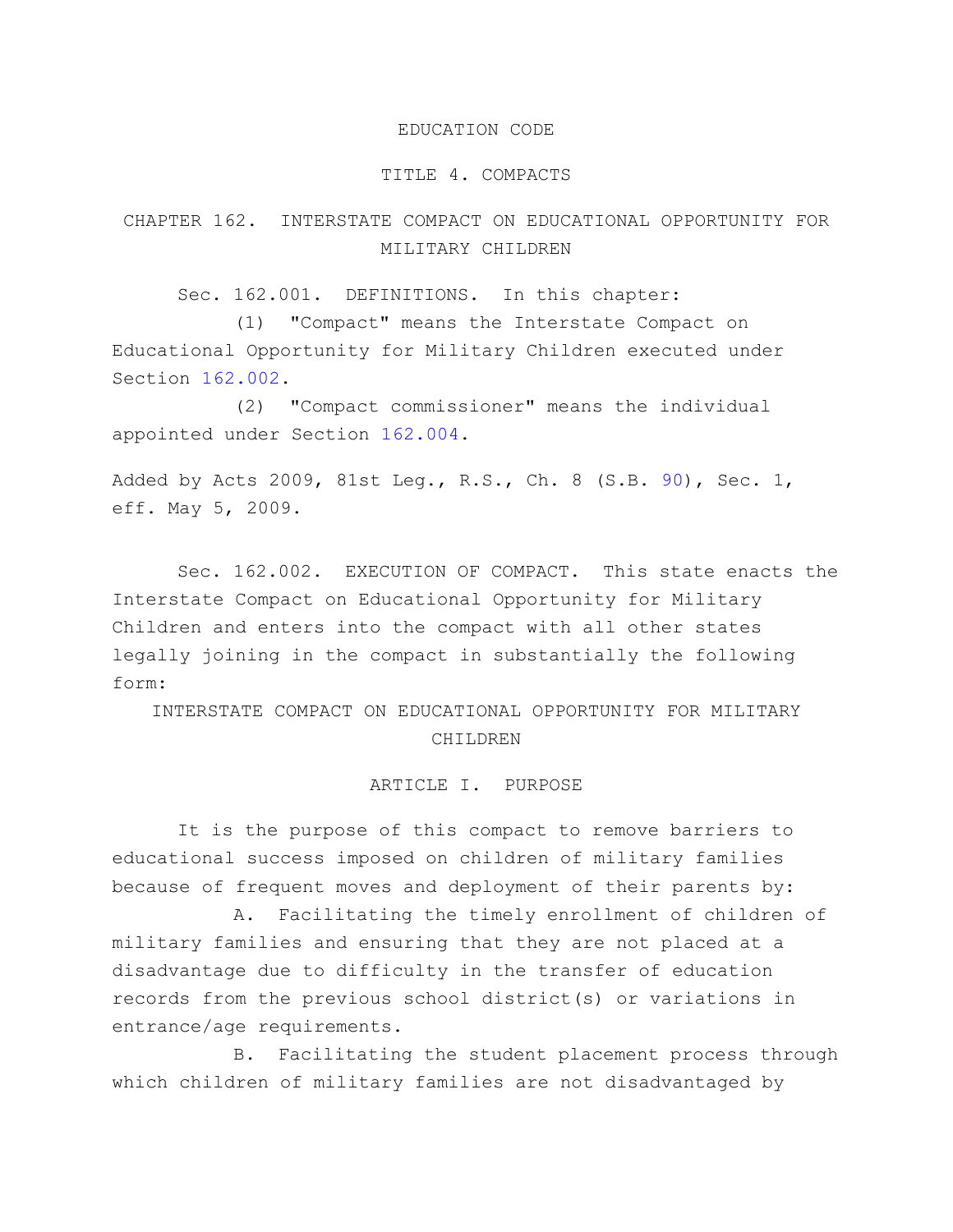# EDUCATION CODE

## TITLE 4. COMPACTS

## CHAPTER 162. INTERSTATE COMPACT ON EDUCATIONAL OPPORTUNITY FOR MILITARY CHILDREN

Sec. 162.001. DEFINITIONS. In this chapter:

(1) "Compact" means the Interstate Compact on Educational Opportunity for Military Children executed under Section 162.002.

(2) "Compact commissioner" means the individual appointed under Section 162.004.

Added by Acts 2009, 81st Leg., R.S., Ch. 8 (S.B. 90), Sec. 1, eff. May 5, 2009.

Sec. 162.002. EXECUTION OF COMPACT. This state enacts the Interstate Compact on Educational Opportunity for Military Children and enters into the compact with all other states legally joining in the compact in substantially the following form:

INTERSTATE COMPACT ON EDUCATIONAL OPPORTUNITY FOR MILITARY CHILDREN

ARTICLE I. PURPOSE

It is the purpose of this compact to remove barriers to educational success imposed on children of military families because of frequent moves and deployment of their parents by:

A. Facilitating the timely enrollment of children of military families and ensuring that they are not placed at a disadvantage due to difficulty in the transfer of education records from the previous school district(s) or variations in entrance/age requirements.

B. Facilitating the student placement process through which children of military families are not disadvantaged by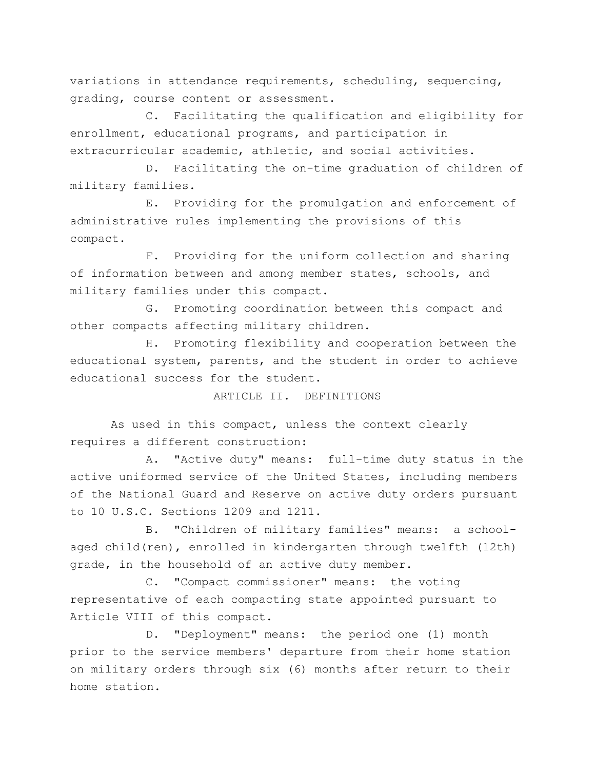variations in attendance requirements, scheduling, sequencing, grading, course content or assessment.

C. Facilitating the qualification and eligibility for enrollment, educational programs, and participation in extracurricular academic, athletic, and social activities.

D. Facilitating the on-time graduation of children of military families.

E. Providing for the promulgation and enforcement of administrative rules implementing the provisions of this compact.

F. Providing for the uniform collection and sharing of information between and among member states, schools, and military families under this compact.

G. Promoting coordination between this compact and other compacts affecting military children.

H. Promoting flexibility and cooperation between the educational system, parents, and the student in order to achieve educational success for the student.

## ARTICLE II. DEFINITIONS

As used in this compact, unless the context clearly requires a different construction:

A. "Active duty" means: full-time duty status in the active uniformed service of the United States, including members of the National Guard and Reserve on active duty orders pursuant to 10 U.S.C. Sections 1209 and 1211.

B. "Children of military families" means: a school-aged child(ren), enrolled in kindergarten through twelfth (12th) grade, in the household of an active duty member.

C. "Compact commissioner" means: the voting representative of each compacting state appointed pursuant to Article VIII of this compact.

D. "Deployment" means: the period one (1) month prior to the service members' departure from their home station on military orders through six (6) months after return to their home station.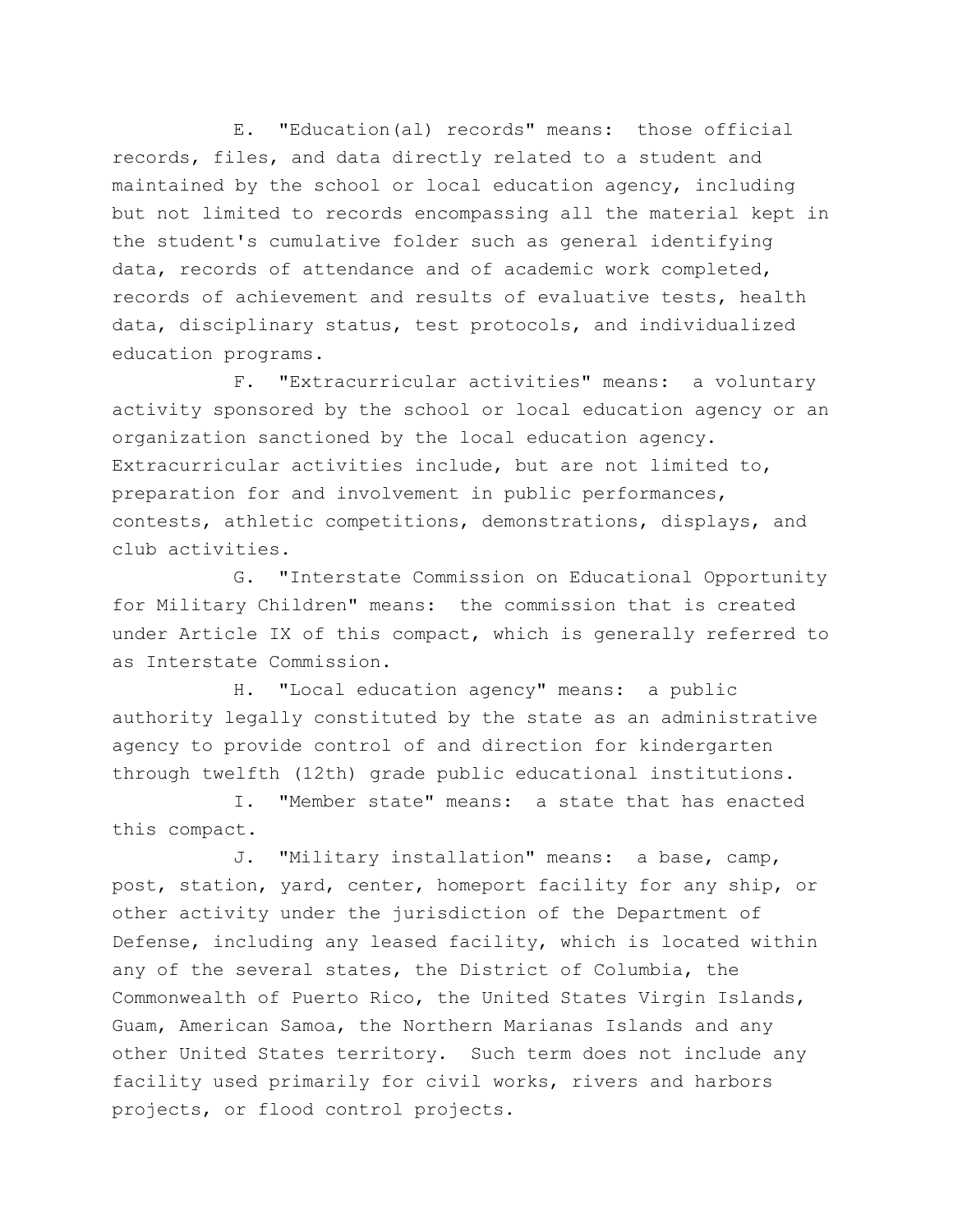E. "Education(al) records" means: those official records, files, and data directly related to a student and maintained by the school or local education agency, including but not limited to records encompassing all the material kept in the student's cumulative folder such as general identifying data, records of attendance and of academic work completed, records of achievement and results of evaluative tests, health data, disciplinary status, test protocols, and individualized education programs.

F. "Extracurricular activities" means: a voluntary activity sponsored by the school or local education agency or an organization sanctioned by the local education agency. Extracurricular activities include, but are not limited to, preparation for and involvement in public performances, contests, athletic competitions, demonstrations, displays, and club activities.

G. "Interstate Commission on Educational Opportunity for Military Children" means: the commission that is created under Article IX of this compact, which is generally referred to as Interstate Commission.

H. "Local education agency" means: a public authority legally constituted by the state as an administrative agency to provide control of and direction for kindergarten through twelfth (12th) grade public educational institutions.

I. "Member state" means: a state that has enacted this compact.

J. "Military installation" means: a base, camp, post, station, yard, center, homeport facility for any ship, or other activity under the jurisdiction of the Department of Defense, including any leased facility, which is located within any of the several states, the District of Columbia, the Commonwealth of Puerto Rico, the United States Virgin Islands, Guam, American Samoa, the Northern Marianas Islands and any other United States territory. Such term does not include any facility used primarily for civil works, rivers and harbors projects, or flood control projects.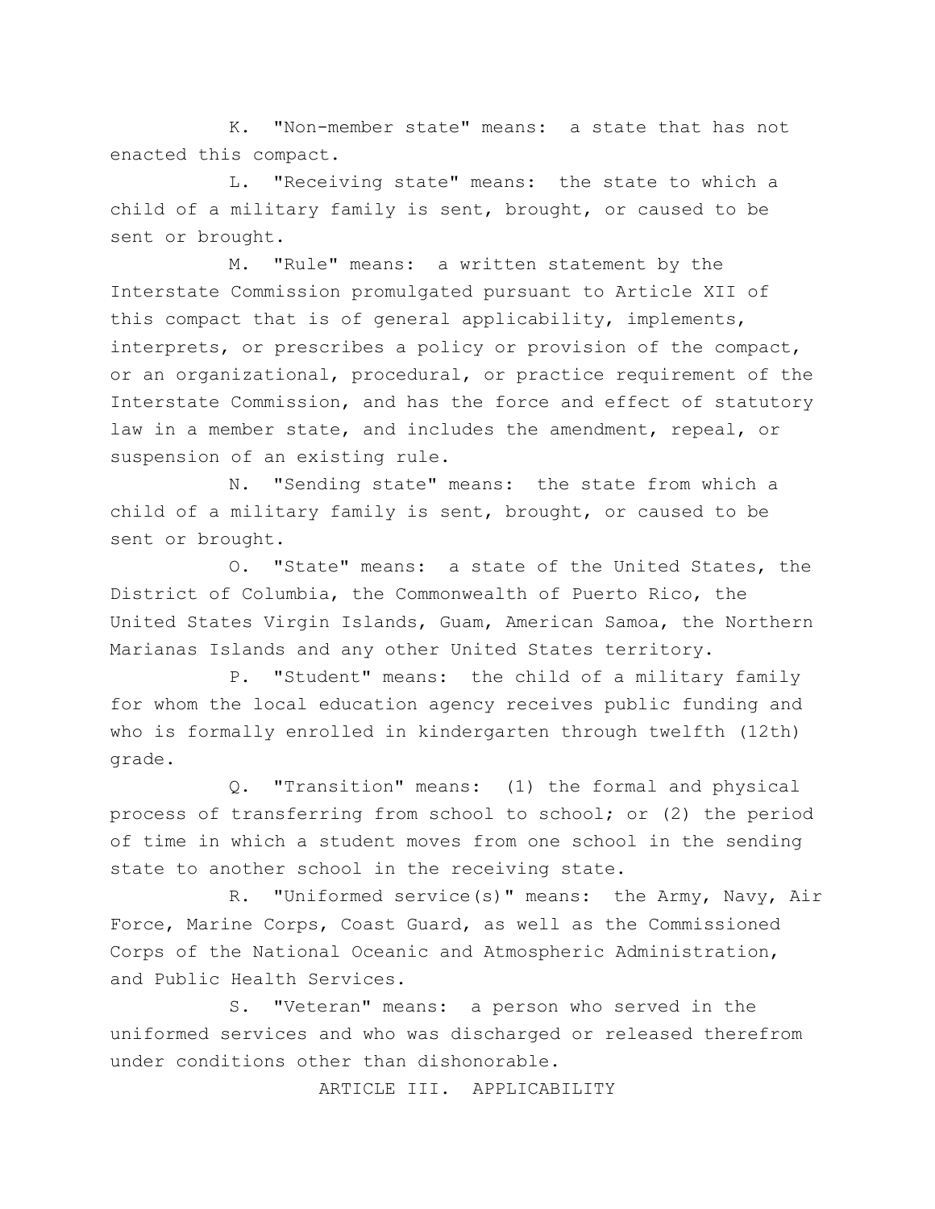K. "Non-member state" means: a state that has not enacted this compact.

L. "Receiving state" means: the state to which a child of a military family is sent, brought, or caused to be sent or brought.

M. "Rule" means: a written statement by the Interstate Commission promulgated pursuant to Article XII of this compact that is of general applicability, implements, interprets, or prescribes a policy or provision of the compact, or an organizational, procedural, or practice requirement of the Interstate Commission, and has the force and effect of statutory law in a member state, and includes the amendment, repeal, or suspension of an existing rule.

N. "Sending state" means: the state from which a child of a military family is sent, brought, or caused to be sent or brought.

O. "State" means: a state of the United States, the District of Columbia, the Commonwealth of Puerto Rico, the United States Virgin Islands, Guam, American Samoa, the Northern Marianas Islands and any other United States territory.

P. "Student" means: the child of a military family for whom the local education agency receives public funding and who is formally enrolled in kindergarten through twelfth (12th) grade.

Q. "Transition" means: (1) the formal and physical process of transferring from school to school; or (2) the period of time in which a student moves from one school in the sending state to another school in the receiving state.

R. "Uniformed service(s)" means: the Army, Navy, Air Force, Marine Corps, Coast Guard, as well as the Commissioned Corps of the National Oceanic and Atmospheric Administration, and Public Health Services.

S. "Veteran" means: a person who served in the uniformed services and who was discharged or released therefrom under conditions other than dishonorable.

## ARTICLE III. APPLICABILITY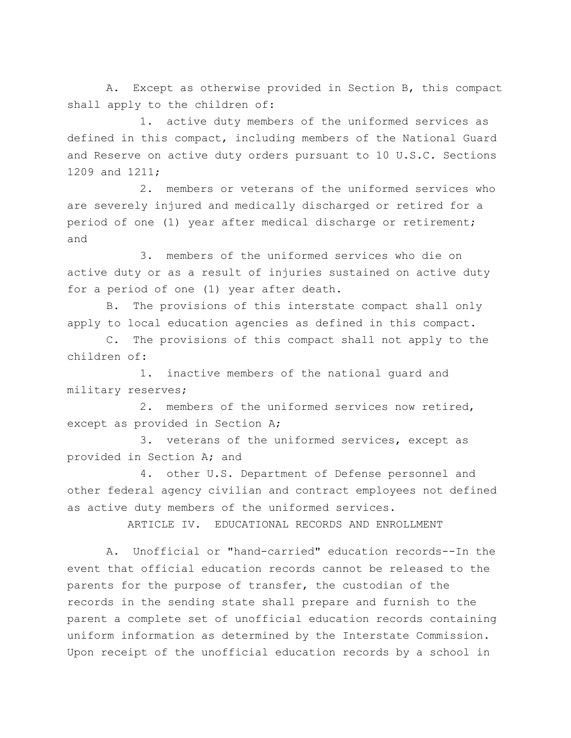A. Except as otherwise provided in Section B, this compact shall apply to the children of:

1. active duty members of the uniformed services as defined in this compact, including members of the National Guard and Reserve on active duty orders pursuant to 10 U.S.C. Sections 1209 and 1211;

2. members or veterans of the uniformed services who are severely injured and medically discharged or retired for a period of one (1) year after medical discharge or retirement; and

3. members of the uniformed services who die on active duty or as a result of injuries sustained on active duty for a period of one (1) year after death.

B. The provisions of this interstate compact shall only apply to local education agencies as defined in this compact.

C. The provisions of this compact shall not apply to the children of:

1. inactive members of the national guard and military reserves;

2. members of the uniformed services now retired, except as provided in Section A;

3. veterans of the uniformed services, except as provided in Section A; and

4. other U.S. Department of Defense personnel and other federal agency civilian and contract employees not defined as active duty members of the uniformed services.

## ARTICLE IV. EDUCATIONAL RECORDS AND ENROLLMENT

A. Unofficial or "hand-carried" education records--In the event that official education records cannot be released to the parents for the purpose of transfer, the custodian of the records in the sending state shall prepare and furnish to the parent a complete set of unofficial education records containing uniform information as determined by the Interstate Commission. Upon receipt of the unofficial education records by a school in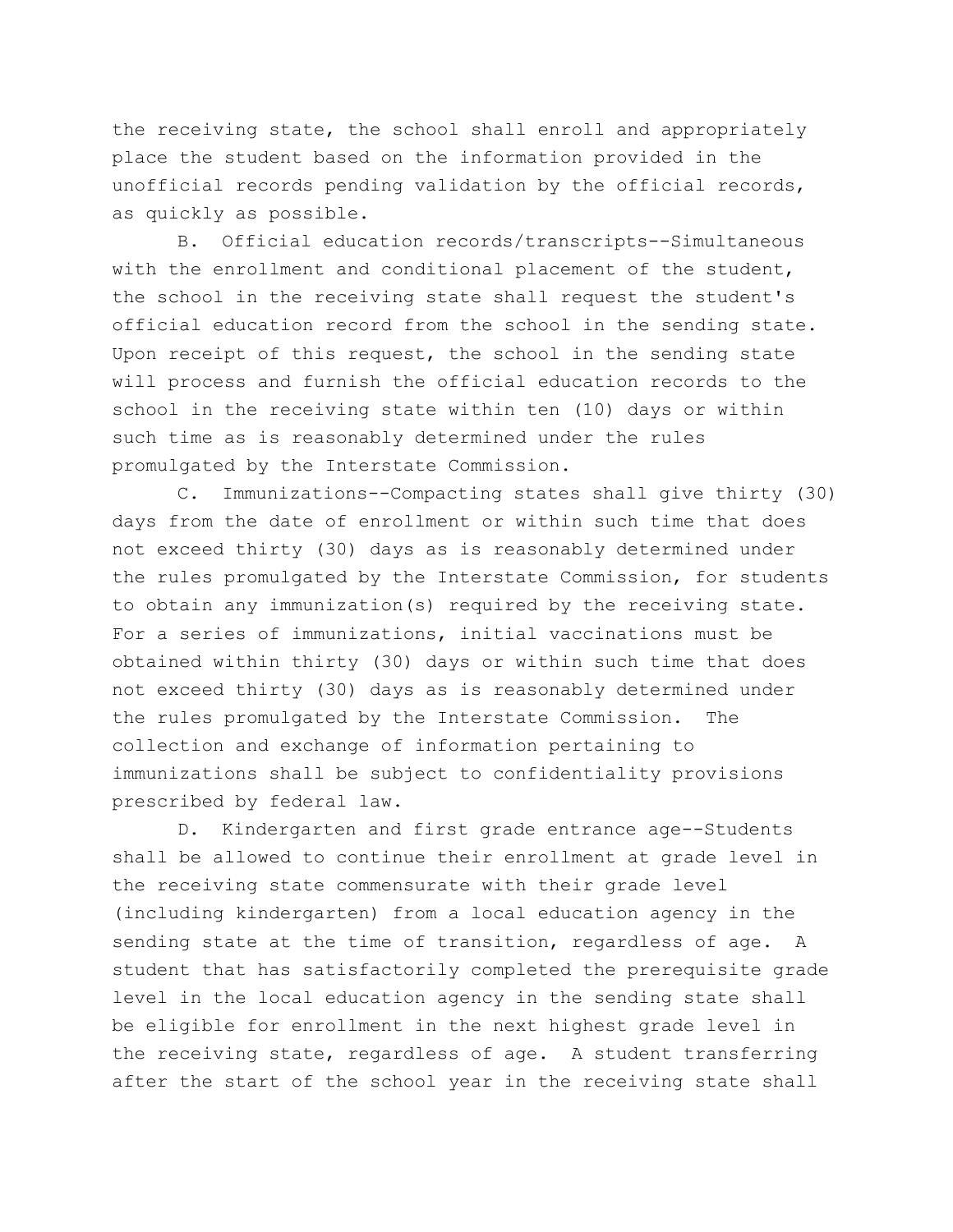the receiving state, the school shall enroll and appropriately place the student based on the information provided in the unofficial records pending validation by the official records, as quickly as possible.

B. Official education records/transcripts--Simultaneous with the enrollment and conditional placement of the student, the school in the receiving state shall request the student's official education record from the school in the sending state. Upon receipt of this request, the school in the sending state will process and furnish the official education records to the school in the receiving state within ten (10) days or within such time as is reasonably determined under the rules promulgated by the Interstate Commission.

C. Immunizations--Compacting states shall give thirty (30) days from the date of enrollment or within such time that does not exceed thirty (30) days as is reasonably determined under the rules promulgated by the Interstate Commission, for students to obtain any immunization(s) required by the receiving state. For a series of immunizations, initial vaccinations must be obtained within thirty (30) days or within such time that does not exceed thirty (30) days as is reasonably determined under the rules promulgated by the Interstate Commission. The collection and exchange of information pertaining to immunizations shall be subject to confidentiality provisions prescribed by federal law.

D. Kindergarten and first grade entrance age--Students shall be allowed to continue their enrollment at grade level in the receiving state commensurate with their grade level (including kindergarten) from a local education agency in the sending state at the time of transition, regardless of age. A student that has satisfactorily completed the prerequisite grade level in the local education agency in the sending state shall be eligible for enrollment in the next highest grade level in the receiving state, regardless of age. A student transferring after the start of the school year in the receiving state shall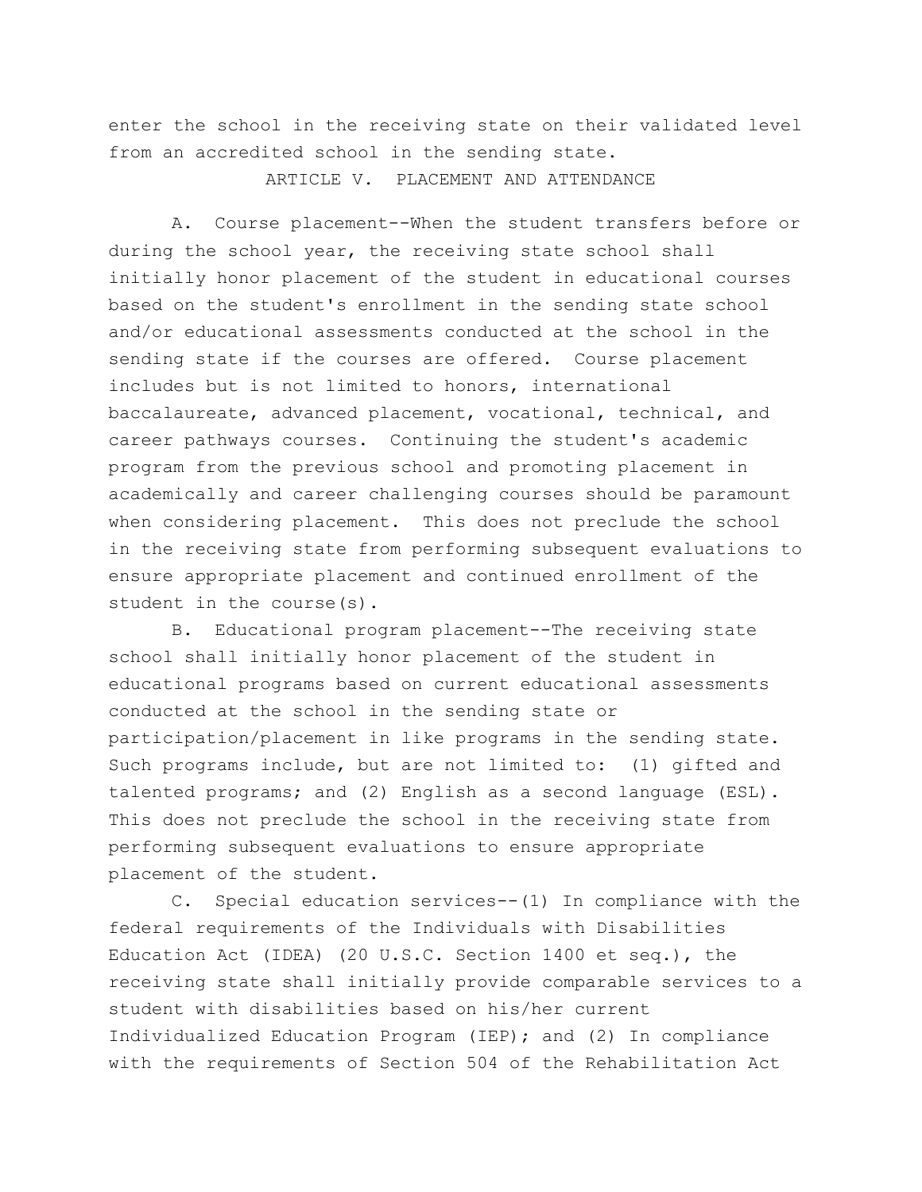enter the school in the receiving state on their validated level from an accredited school in the sending state.

## ARTICLE V. PLACEMENT AND ATTENDANCE

A. Course placement--When the student transfers before or during the school year, the receiving state school shall initially honor placement of the student in educational courses based on the student's enrollment in the sending state school and/or educational assessments conducted at the school in the sending state if the courses are offered. Course placement includes but is not limited to honors, international baccalaureate, advanced placement, vocational, technical, and career pathways courses. Continuing the student's academic program from the previous school and promoting placement in academically and career challenging courses should be paramount when considering placement. This does not preclude the school in the receiving state from performing subsequent evaluations to ensure appropriate placement and continued enrollment of the student in the course(s).

B. Educational program placement--The receiving state school shall initially honor placement of the student in educational programs based on current educational assessments conducted at the school in the sending state or participation/placement in like programs in the sending state. Such programs include, but are not limited to: (1) gifted and talented programs; and (2) English as a second language (ESL). This does not preclude the school in the receiving state from performing subsequent evaluations to ensure appropriate placement of the student.

C. Special education services--(1) In compliance with the federal requirements of the Individuals with Disabilities Education Act (IDEA) (20 U.S.C. Section 1400 et seq.), the receiving state shall initially provide comparable services to a student with disabilities based on his/her current Individualized Education Program (IEP); and (2) In compliance with the requirements of Section 504 of the Rehabilitation Act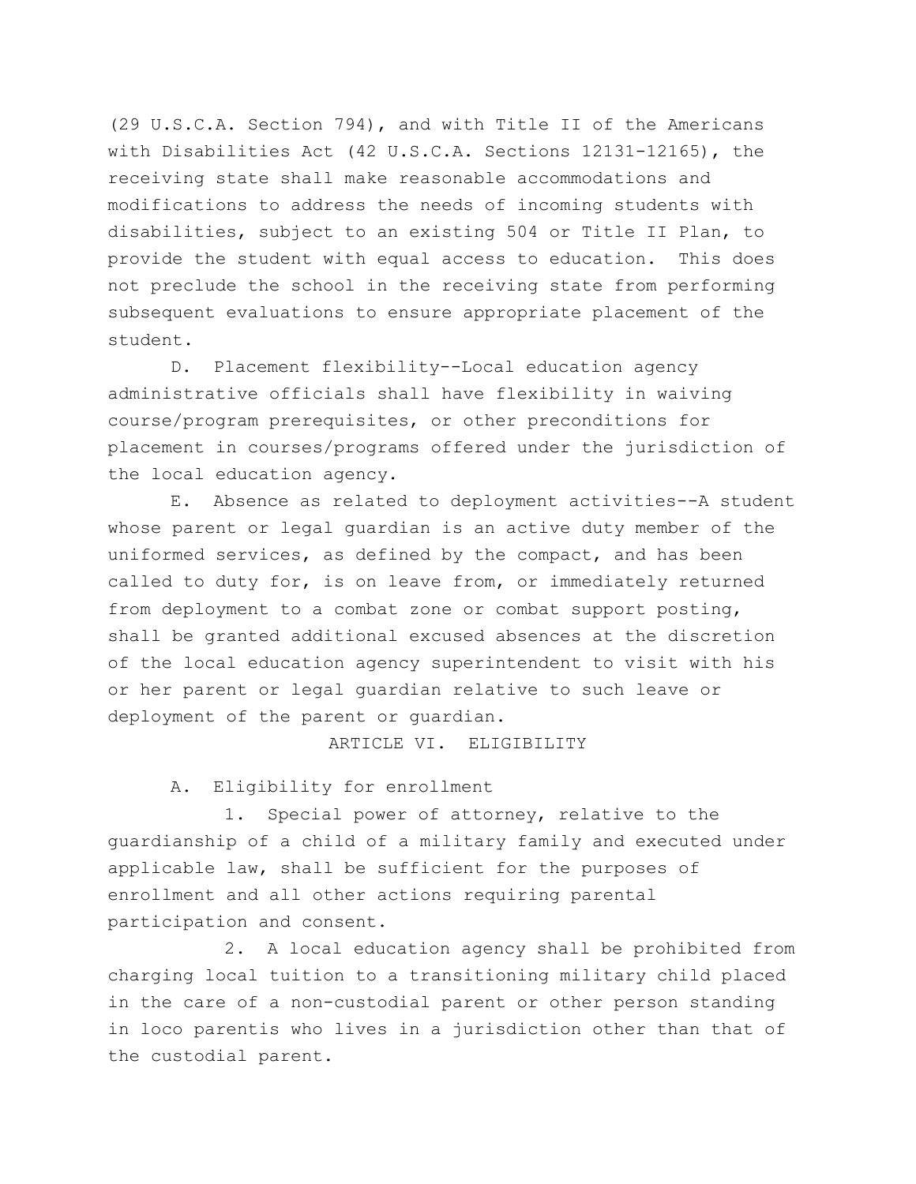(29 U.S.C.A. Section 794), and with Title II of the Americans with Disabilities Act (42 U.S.C.A. Sections 12131-12165), the receiving state shall make reasonable accommodations and modifications to address the needs of incoming students with disabilities, subject to an existing 504 or Title II Plan, to provide the student with equal access to education. This does not preclude the school in the receiving state from performing subsequent evaluations to ensure appropriate placement of the student.

D. Placement flexibility--Local education agency administrative officials shall have flexibility in waiving course/program prerequisites, or other preconditions for placement in courses/programs offered under the jurisdiction of the local education agency.

E. Absence as related to deployment activities--A student whose parent or legal guardian is an active duty member of the uniformed services, as defined by the compact, and has been called to duty for, is on leave from, or immediately returned from deployment to a combat zone or combat support posting, shall be granted additional excused absences at the discretion of the local education agency superintendent to visit with his or her parent or legal guardian relative to such leave or deployment of the parent or guardian.

## ARTICLE VI. ELIGIBILITY

A. Eligibility for enrollment

1. Special power of attorney, relative to the guardianship of a child of a military family and executed under applicable law, shall be sufficient for the purposes of enrollment and all other actions requiring parental participation and consent.

2. A local education agency shall be prohibited from charging local tuition to a transitioning military child placed in the care of a non-custodial parent or other person standing in loco parentis who lives in a jurisdiction other than that of the custodial parent.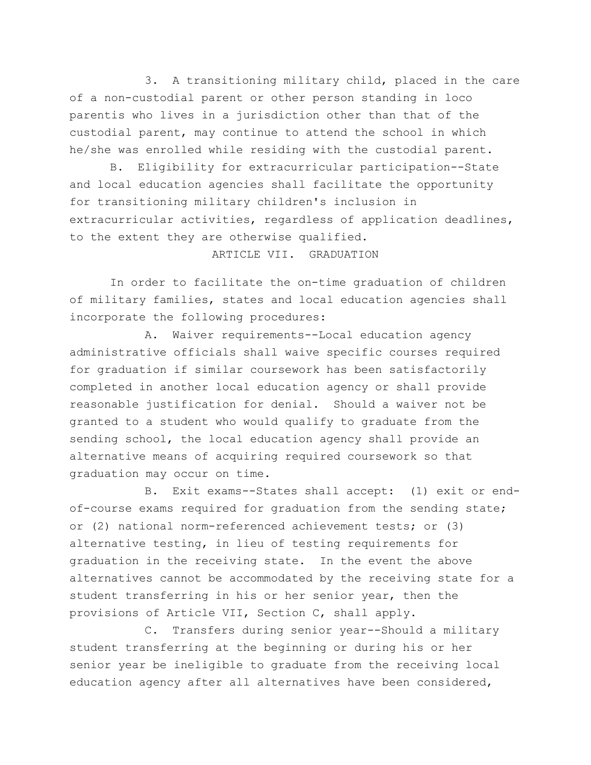3. A transitioning military child, placed in the care of a non-custodial parent or other person standing in loco parentis who lives in a jurisdiction other than that of the custodial parent, may continue to attend the school in which he/she was enrolled while residing with the custodial parent.

B. Eligibility for extracurricular participation--State and local education agencies shall facilitate the opportunity for transitioning military children's inclusion in extracurricular activities, regardless of application deadlines, to the extent they are otherwise qualified.

## ARTICLE VII. GRADUATION

In order to facilitate the on-time graduation of children of military families, states and local education agencies shall incorporate the following procedures:

A. Waiver requirements--Local education agency administrative officials shall waive specific courses required for graduation if similar coursework has been satisfactorily completed in another local education agency or shall provide reasonable justification for denial. Should a waiver not be granted to a student who would qualify to graduate from the sending school, the local education agency shall provide an alternative means of acquiring required coursework so that graduation may occur on time.

B. Exit exams--States shall accept: (1) exit or end-of-course exams required for graduation from the sending state; or (2) national norm-referenced achievement tests; or (3) alternative testing, in lieu of testing requirements for graduation in the receiving state. In the event the above alternatives cannot be accommodated by the receiving state for a student transferring in his or her senior year, then the provisions of Article VII, Section C, shall apply.

C. Transfers during senior year--Should a military student transferring at the beginning or during his or her senior year be ineligible to graduate from the receiving local education agency after all alternatives have been considered,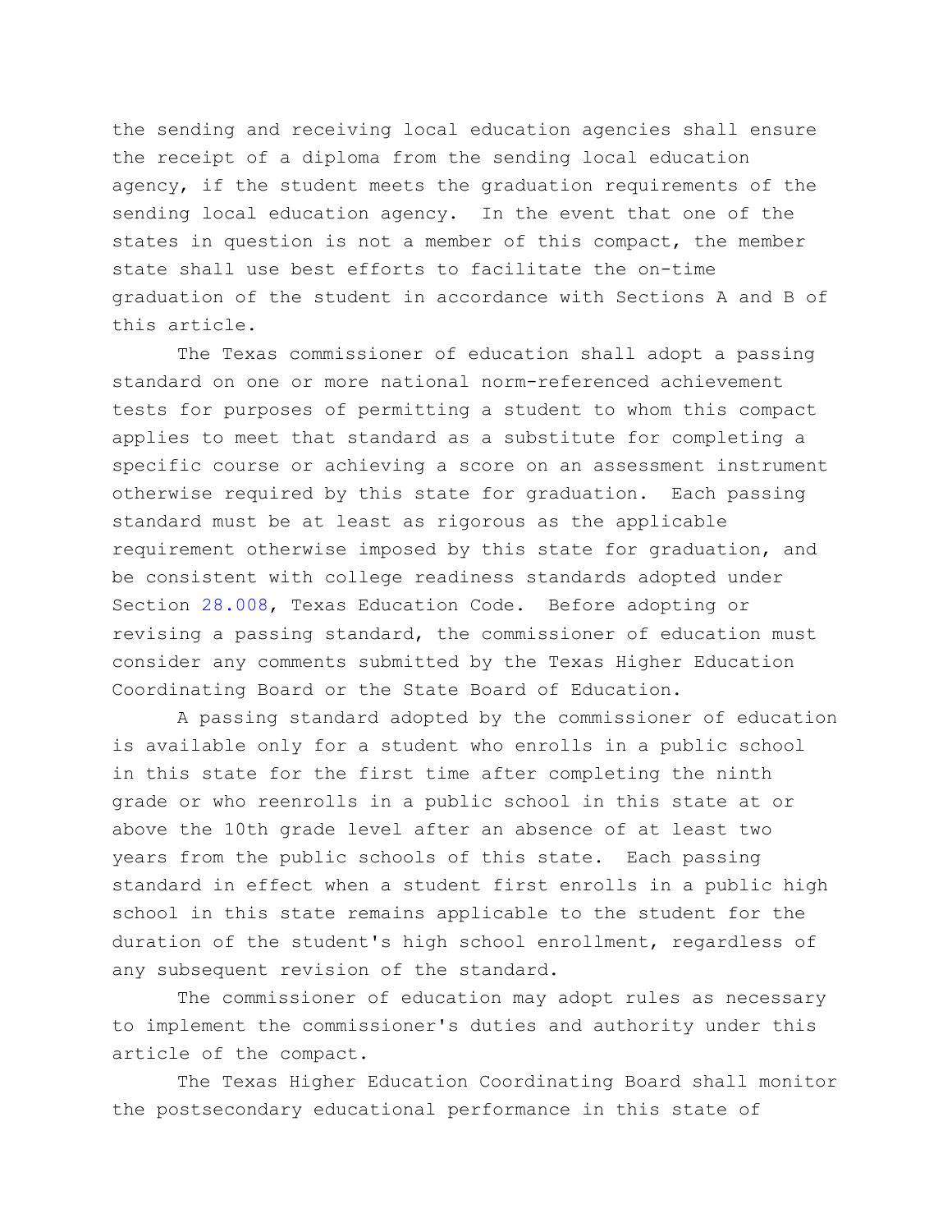the sending and receiving local education agencies shall ensure the receipt of a diploma from the sending local education agency, if the student meets the graduation requirements of the sending local education agency. In the event that one of the states in question is not a member of this compact, the member state shall use best efforts to facilitate the on-time graduation of the student in accordance with Sections A and B of this article.

The Texas commissioner of education shall adopt a passing standard on one or more national norm-referenced achievement tests for purposes of permitting a student to whom this compact applies to meet that standard as a substitute for completing a specific course or achieving a score on an assessment instrument otherwise required by this state for graduation. Each passing standard must be at least as rigorous as the applicable requirement otherwise imposed by this state for graduation, and be consistent with college readiness standards adopted under Section 28.008, Texas Education Code. Before adopting or revising a passing standard, the commissioner of education must consider any comments submitted by the Texas Higher Education Coordinating Board or the State Board of Education.

A passing standard adopted by the commissioner of education is available only for a student who enrolls in a public school in this state for the first time after completing the ninth grade or who reenrolls in a public school in this state at or above the 10th grade level after an absence of at least two years from the public schools of this state. Each passing standard in effect when a student first enrolls in a public high school in this state remains applicable to the student for the duration of the student's high school enrollment, regardless of any subsequent revision of the standard.

The commissioner of education may adopt rules as necessary to implement the commissioner's duties and authority under this article of the compact.

The Texas Higher Education Coordinating Board shall monitor the postsecondary educational performance in this state of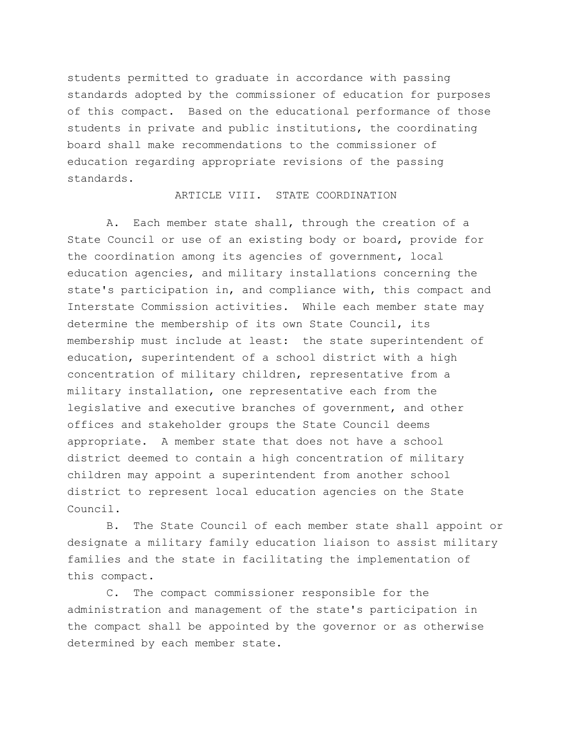students permitted to graduate in accordance with passing standards adopted by the commissioner of education for purposes of this compact. Based on the educational performance of those students in private and public institutions, the coordinating board shall make recommendations to the commissioner of education regarding appropriate revisions of the passing standards.

## ARTICLE VIII. STATE COORDINATION

A. Each member state shall, through the creation of a State Council or use of an existing body or board, provide for the coordination among its agencies of government, local education agencies, and military installations concerning the state's participation in, and compliance with, this compact and Interstate Commission activities. While each member state may determine the membership of its own State Council, its membership must include at least: the state superintendent of education, superintendent of a school district with a high concentration of military children, representative from a military installation, one representative each from the legislative and executive branches of government, and other offices and stakeholder groups the State Council deems appropriate. A member state that does not have a school district deemed to contain a high concentration of military children may appoint a superintendent from another school district to represent local education agencies on the State Council.

B. The State Council of each member state shall appoint or designate a military family education liaison to assist military families and the state in facilitating the implementation of this compact.

C. The compact commissioner responsible for the administration and management of the state's participation in the compact shall be appointed by the governor or as otherwise determined by each member state.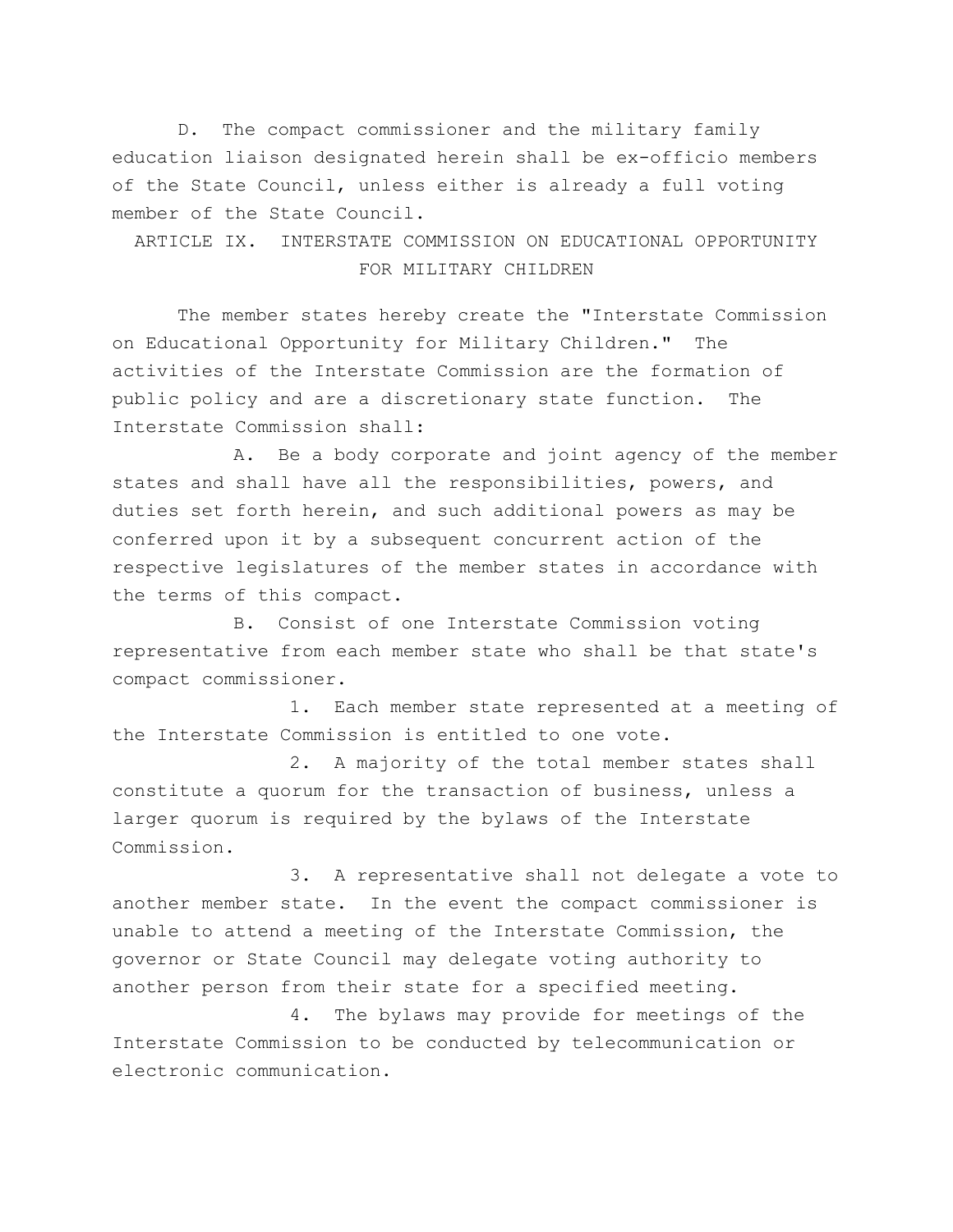D. The compact commissioner and the military family education liaison designated herein shall be ex-officio members of the State Council, unless either is already a full voting member of the State Council.

## ARTICLE IX. INTERSTATE COMMISSION ON EDUCATIONAL OPPORTUNITY FOR MILITARY CHILDREN

The member states hereby create the "Interstate Commission on Educational Opportunity for Military Children." The activities of the Interstate Commission are the formation of public policy and are a discretionary state function. The Interstate Commission shall:

A. Be a body corporate and joint agency of the member states and shall have all the responsibilities, powers, and duties set forth herein, and such additional powers as may be conferred upon it by a subsequent concurrent action of the respective legislatures of the member states in accordance with the terms of this compact.

B. Consist of one Interstate Commission voting representative from each member state who shall be that state's compact commissioner.

1. Each member state represented at a meeting of the Interstate Commission is entitled to one vote.

2. A majority of the total member states shall constitute a quorum for the transaction of business, unless a larger quorum is required by the bylaws of the Interstate Commission.

3. A representative shall not delegate a vote to another member state. In the event the compact commissioner is unable to attend a meeting of the Interstate Commission, the governor or State Council may delegate voting authority to another person from their state for a specified meeting.

4. The bylaws may provide for meetings of the Interstate Commission to be conducted by telecommunication or electronic communication.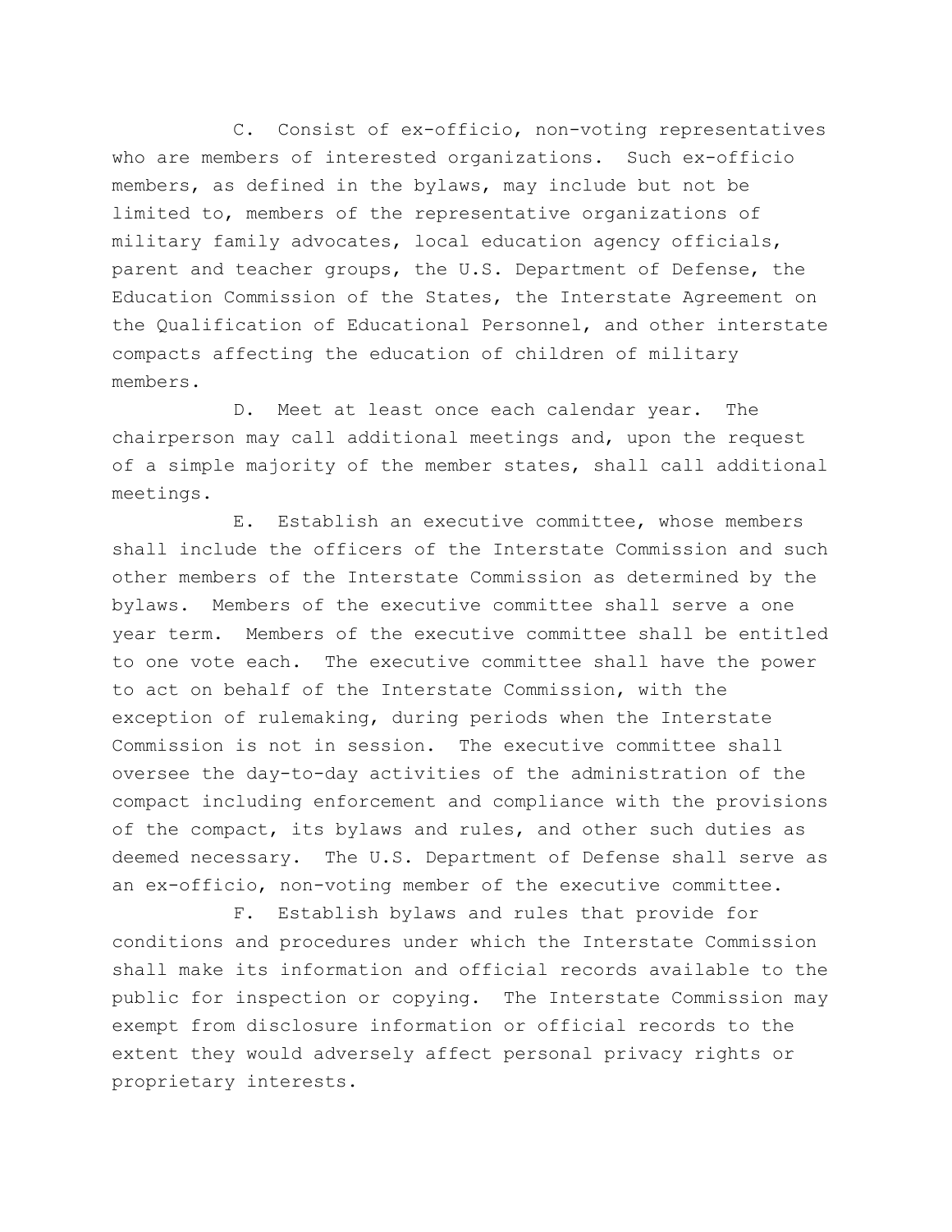C. Consist of ex-officio, non-voting representatives who are members of interested organizations. Such ex-officio members, as defined in the bylaws, may include but not be limited to, members of the representative organizations of military family advocates, local education agency officials, parent and teacher groups, the U.S. Department of Defense, the Education Commission of the States, the Interstate Agreement on the Qualification of Educational Personnel, and other interstate compacts affecting the education of children of military members.

D. Meet at least once each calendar year. The chairperson may call additional meetings and, upon the request of a simple majority of the member states, shall call additional meetings.

E. Establish an executive committee, whose members shall include the officers of the Interstate Commission and such other members of the Interstate Commission as determined by the bylaws. Members of the executive committee shall serve a one year term. Members of the executive committee shall be entitled to one vote each. The executive committee shall have the power to act on behalf of the Interstate Commission, with the exception of rulemaking, during periods when the Interstate Commission is not in session. The executive committee shall oversee the day-to-day activities of the administration of the compact including enforcement and compliance with the provisions of the compact, its bylaws and rules, and other such duties as deemed necessary. The U.S. Department of Defense shall serve as an ex-officio, non-voting member of the executive committee.

F. Establish bylaws and rules that provide for conditions and procedures under which the Interstate Commission shall make its information and official records available to the public for inspection or copying. The Interstate Commission may exempt from disclosure information or official records to the extent they would adversely affect personal privacy rights or proprietary interests.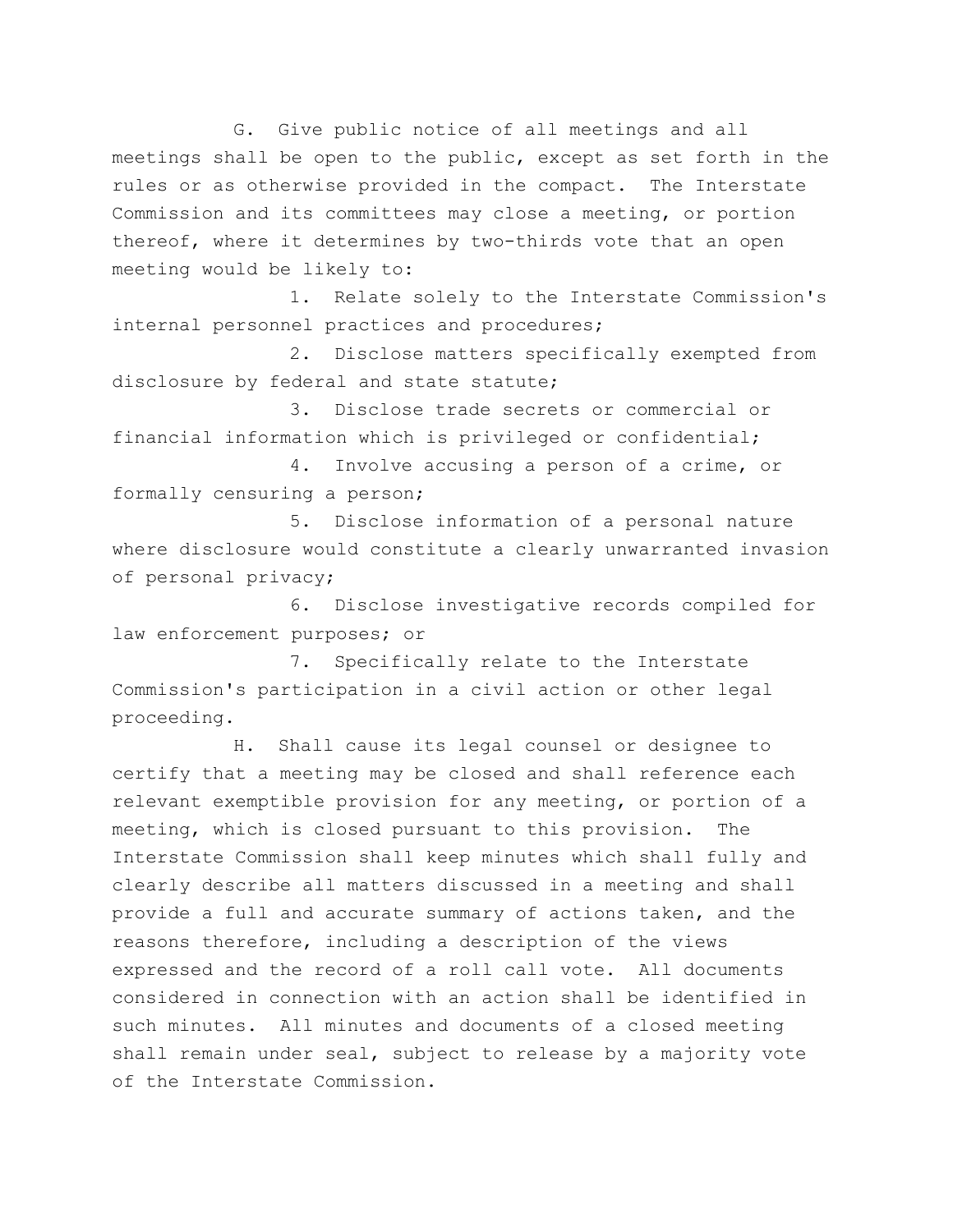G. Give public notice of all meetings and all meetings shall be open to the public, except as set forth in the rules or as otherwise provided in the compact. The Interstate Commission and its committees may close a meeting, or portion thereof, where it determines by two-thirds vote that an open meeting would be likely to:

1. Relate solely to the Interstate Commission's internal personnel practices and procedures;
2. Disclose matters specifically exempted from disclosure by federal and state statute;
3. Disclose trade secrets or commercial or financial information which is privileged or confidential;
4. Involve accusing a person of a crime, or formally censuring a person;
5. Disclose information of a personal nature where disclosure would constitute a clearly unwarranted invasion of personal privacy;
6. Disclose investigative records compiled for law enforcement purposes; or
7. Specifically relate to the Interstate Commission's participation in a civil action or other legal proceeding.

H. Shall cause its legal counsel or designee to certify that a meeting may be closed and shall reference each relevant exemptible provision for any meeting, or portion of a meeting, which is closed pursuant to this provision. The Interstate Commission shall keep minutes which shall fully and clearly describe all matters discussed in a meeting and shall provide a full and accurate summary of actions taken, and the reasons therefore, including a description of the views expressed and the record of a roll call vote. All documents considered in connection with an action shall be identified in such minutes. All minutes and documents of a closed meeting shall remain under seal, subject to release by a majority vote of the Interstate Commission.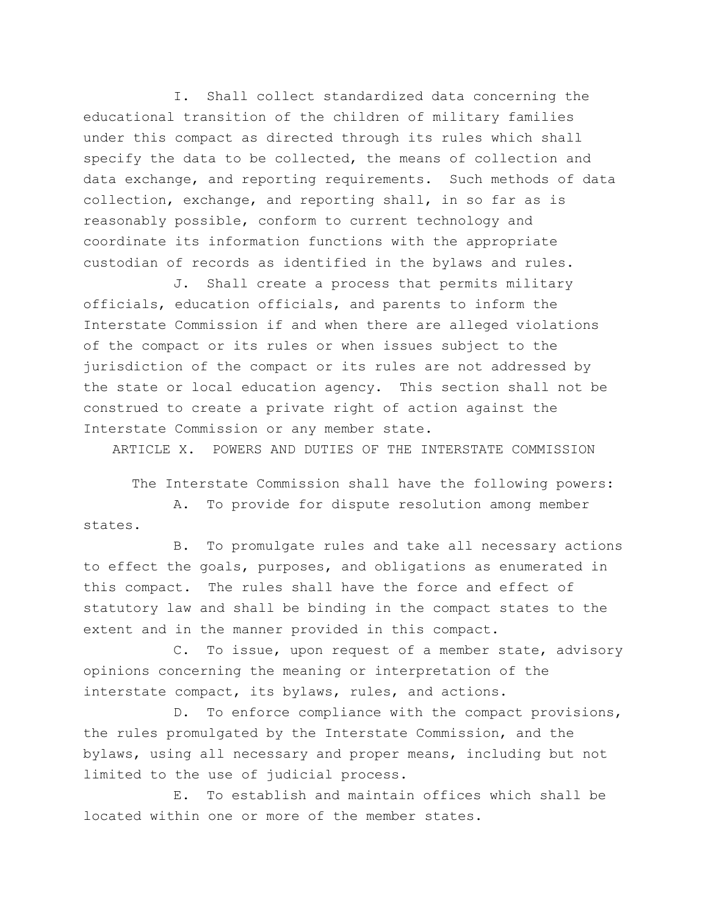I. Shall collect standardized data concerning the educational transition of the children of military families under this compact as directed through its rules which shall specify the data to be collected, the means of collection and data exchange, and reporting requirements. Such methods of data collection, exchange, and reporting shall, in so far as is reasonably possible, conform to current technology and coordinate its information functions with the appropriate custodian of records as identified in the bylaws and rules.

J. Shall create a process that permits military officials, education officials, and parents to inform the Interstate Commission if and when there are alleged violations of the compact or its rules or when issues subject to the jurisdiction of the compact or its rules are not addressed by the state or local education agency. This section shall not be construed to create a private right of action against the Interstate Commission or any member state.

## ARTICLE X. POWERS AND DUTIES OF THE INTERSTATE COMMISSION

The Interstate Commission shall have the following powers:

A. To provide for dispute resolution among member states.

B. To promulgate rules and take all necessary actions to effect the goals, purposes, and obligations as enumerated in this compact. The rules shall have the force and effect of statutory law and shall be binding in the compact states to the extent and in the manner provided in this compact.

C. To issue, upon request of a member state, advisory opinions concerning the meaning or interpretation of the interstate compact, its bylaws, rules, and actions.

D. To enforce compliance with the compact provisions, the rules promulgated by the Interstate Commission, and the bylaws, using all necessary and proper means, including but not limited to the use of judicial process.

E. To establish and maintain offices which shall be located within one or more of the member states.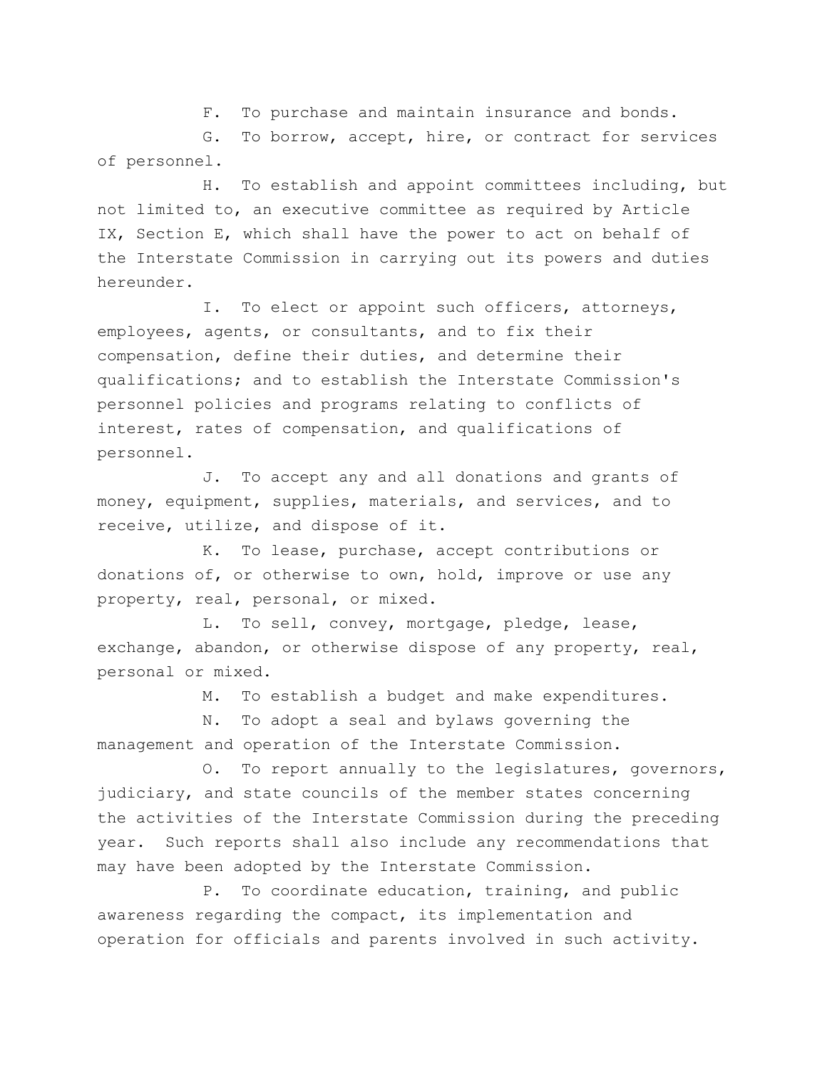F. To purchase and maintain insurance and bonds.

G. To borrow, accept, hire, or contract for services of personnel.

H. To establish and appoint committees including, but not limited to, an executive committee as required by Article IX, Section E, which shall have the power to act on behalf of the Interstate Commission in carrying out its powers and duties hereunder.

I. To elect or appoint such officers, attorneys, employees, agents, or consultants, and to fix their compensation, define their duties, and determine their qualifications; and to establish the Interstate Commission's personnel policies and programs relating to conflicts of interest, rates of compensation, and qualifications of personnel.

J. To accept any and all donations and grants of money, equipment, supplies, materials, and services, and to receive, utilize, and dispose of it.

K. To lease, purchase, accept contributions or donations of, or otherwise to own, hold, improve or use any property, real, personal, or mixed.

L. To sell, convey, mortgage, pledge, lease, exchange, abandon, or otherwise dispose of any property, real, personal or mixed.

M. To establish a budget and make expenditures.

N. To adopt a seal and bylaws governing the management and operation of the Interstate Commission.

O. To report annually to the legislatures, governors, judiciary, and state councils of the member states concerning the activities of the Interstate Commission during the preceding year. Such reports shall also include any recommendations that may have been adopted by the Interstate Commission.

P. To coordinate education, training, and public awareness regarding the compact, its implementation and operation for officials and parents involved in such activity.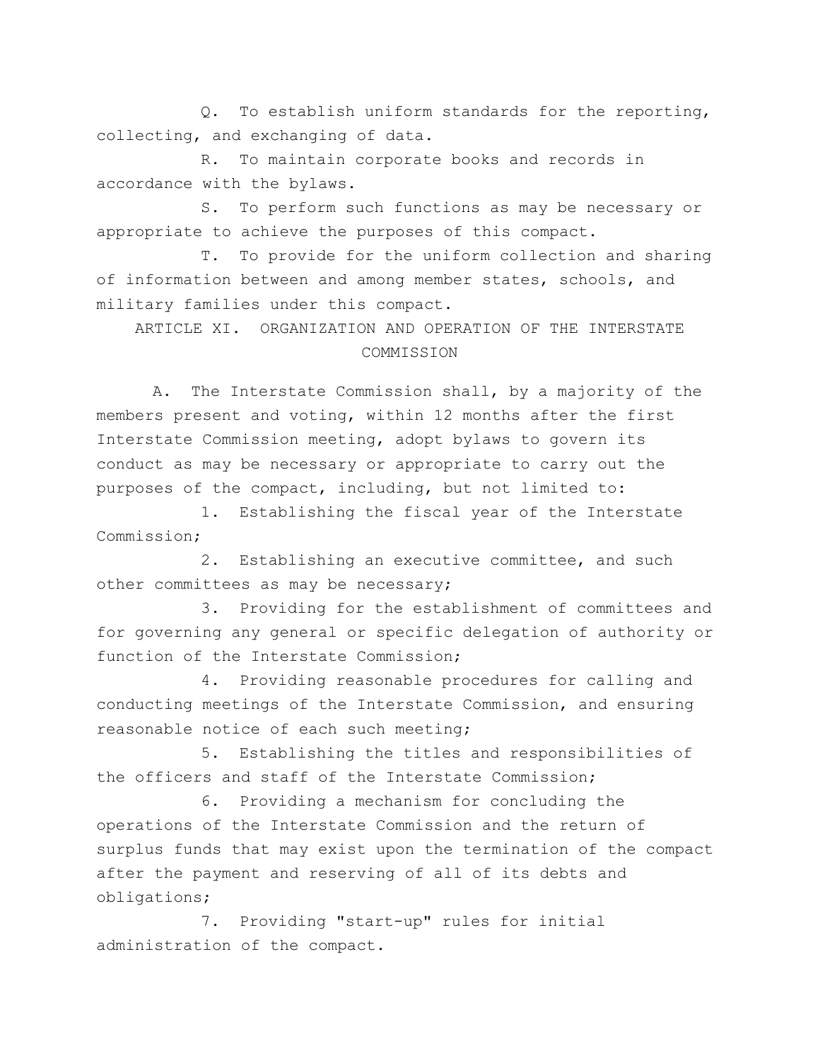Q. To establish uniform standards for the reporting, collecting, and exchanging of data.

R. To maintain corporate books and records in accordance with the bylaws.

S. To perform such functions as may be necessary or appropriate to achieve the purposes of this compact.

T. To provide for the uniform collection and sharing of information between and among member states, schools, and military families under this compact.

## ARTICLE XI. ORGANIZATION AND OPERATION OF THE INTERSTATE COMMISSION

A. The Interstate Commission shall, by a majority of the members present and voting, within 12 months after the first Interstate Commission meeting, adopt bylaws to govern its conduct as may be necessary or appropriate to carry out the purposes of the compact, including, but not limited to:

1. Establishing the fiscal year of the Interstate Commission;

2. Establishing an executive committee, and such other committees as may be necessary;

3. Providing for the establishment of committees and for governing any general or specific delegation of authority or function of the Interstate Commission;

4. Providing reasonable procedures for calling and conducting meetings of the Interstate Commission, and ensuring reasonable notice of each such meeting;

5. Establishing the titles and responsibilities of the officers and staff of the Interstate Commission;

6. Providing a mechanism for concluding the operations of the Interstate Commission and the return of surplus funds that may exist upon the termination of the compact after the payment and reserving of all of its debts and obligations;

7. Providing "start-up" rules for initial administration of the compact.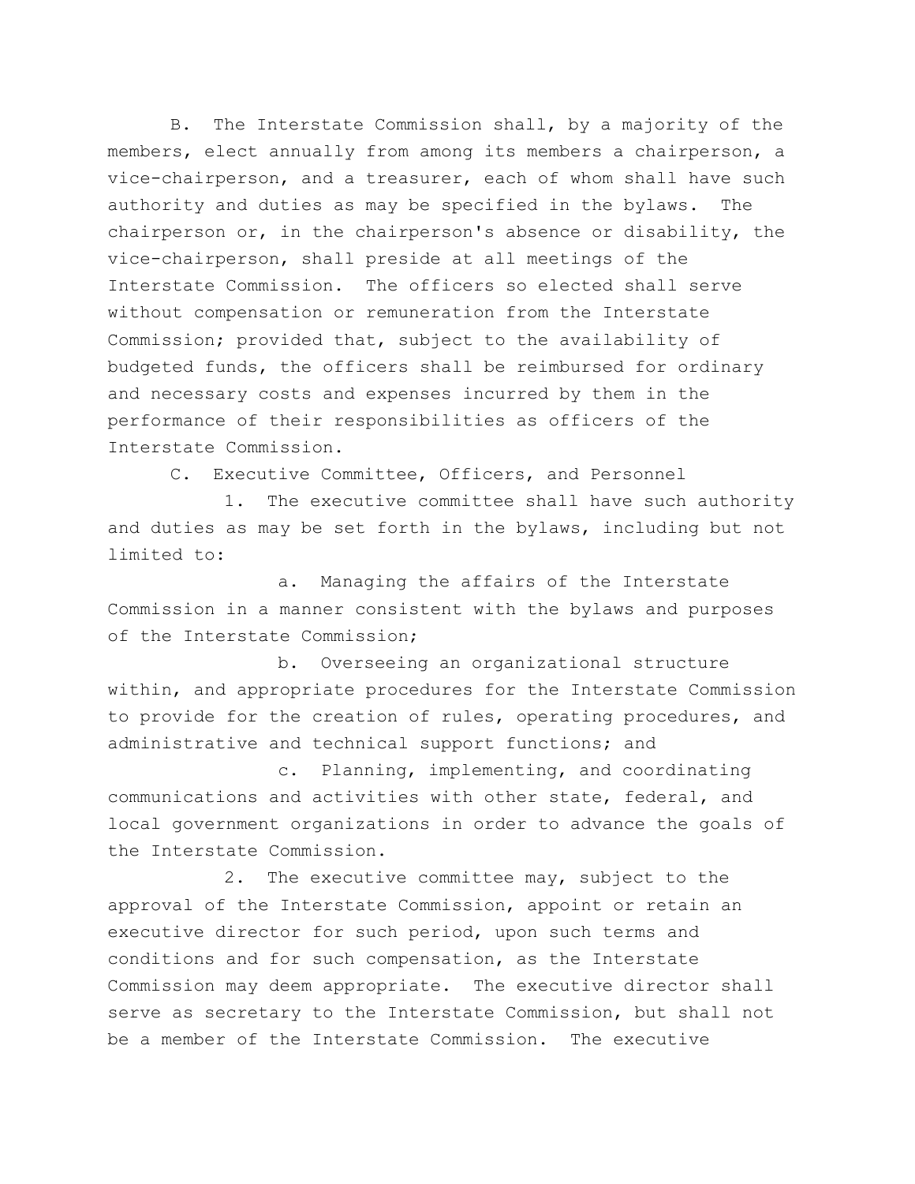B. The Interstate Commission shall, by a majority of the members, elect annually from among its members a chairperson, a vice-chairperson, and a treasurer, each of whom shall have such authority and duties as may be specified in the bylaws. The chairperson or, in the chairperson's absence or disability, the vice-chairperson, shall preside at all meetings of the Interstate Commission. The officers so elected shall serve without compensation or remuneration from the Interstate Commission; provided that, subject to the availability of budgeted funds, the officers shall be reimbursed for ordinary and necessary costs and expenses incurred by them in the performance of their responsibilities as officers of the Interstate Commission.

C. Executive Committee, Officers, and Personnel

1. The executive committee shall have such authority and duties as may be set forth in the bylaws, including but not limited to:

a. Managing the affairs of the Interstate Commission in a manner consistent with the bylaws and purposes of the Interstate Commission;

b. Overseeing an organizational structure within, and appropriate procedures for the Interstate Commission to provide for the creation of rules, operating procedures, and administrative and technical support functions; and

c. Planning, implementing, and coordinating communications and activities with other state, federal, and local government organizations in order to advance the goals of the Interstate Commission.

2. The executive committee may, subject to the approval of the Interstate Commission, appoint or retain an executive director for such period, upon such terms and conditions and for such compensation, as the Interstate Commission may deem appropriate. The executive director shall serve as secretary to the Interstate Commission, but shall not be a member of the Interstate Commission. The executive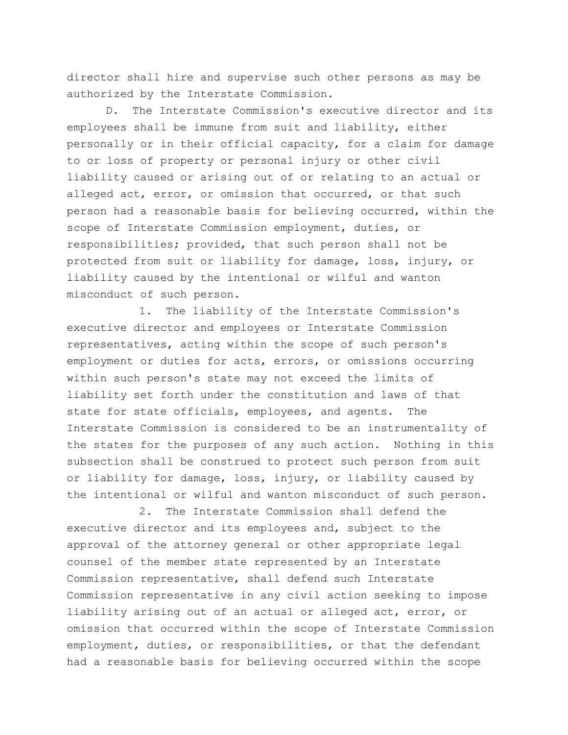director shall hire and supervise such other persons as may be authorized by the Interstate Commission.

D. The Interstate Commission's executive director and its employees shall be immune from suit and liability, either personally or in their official capacity, for a claim for damage to or loss of property or personal injury or other civil liability caused or arising out of or relating to an actual or alleged act, error, or omission that occurred, or that such person had a reasonable basis for believing occurred, within the scope of Interstate Commission employment, duties, or responsibilities; provided, that such person shall not be protected from suit or liability for damage, loss, injury, or liability caused by the intentional or wilful and wanton misconduct of such person.

1. The liability of the Interstate Commission's executive director and employees or Interstate Commission representatives, acting within the scope of such person's employment or duties for acts, errors, or omissions occurring within such person's state may not exceed the limits of liability set forth under the constitution and laws of that state for state officials, employees, and agents. The Interstate Commission is considered to be an instrumentality of the states for the purposes of any such action. Nothing in this subsection shall be construed to protect such person from suit or liability for damage, loss, injury, or liability caused by the intentional or wilful and wanton misconduct of such person.

2. The Interstate Commission shall defend the executive director and its employees and, subject to the approval of the attorney general or other appropriate legal counsel of the member state represented by an Interstate Commission representative, shall defend such Interstate Commission representative in any civil action seeking to impose liability arising out of an actual or alleged act, error, or omission that occurred within the scope of Interstate Commission employment, duties, or responsibilities, or that the defendant had a reasonable basis for believing occurred within the scope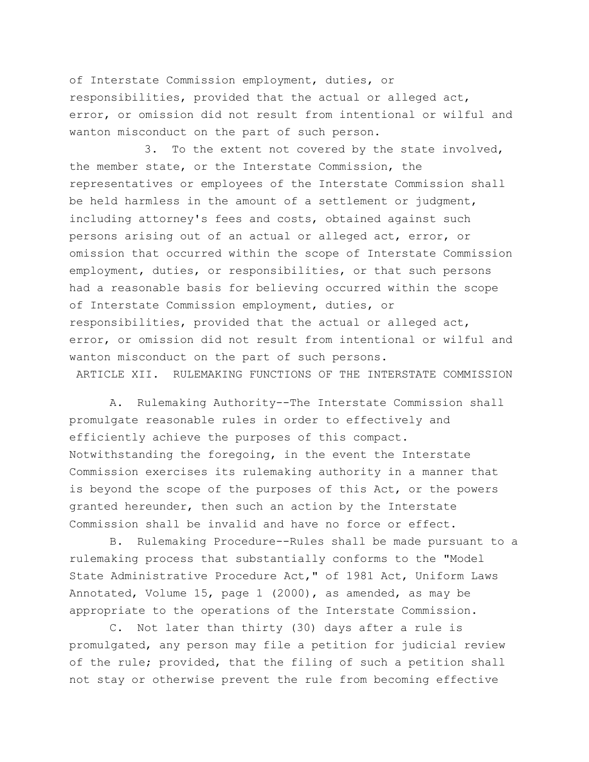of Interstate Commission employment, duties, or responsibilities, provided that the actual or alleged act, error, or omission did not result from intentional or wilful and wanton misconduct on the part of such person.

3. To the extent not covered by the state involved, the member state, or the Interstate Commission, the representatives or employees of the Interstate Commission shall be held harmless in the amount of a settlement or judgment, including attorney's fees and costs, obtained against such persons arising out of an actual or alleged act, error, or omission that occurred within the scope of Interstate Commission employment, duties, or responsibilities, or that such persons had a reasonable basis for believing occurred within the scope of Interstate Commission employment, duties, or responsibilities, provided that the actual or alleged act, error, or omission did not result from intentional or wilful and wanton misconduct on the part of such persons.

## ARTICLE XII. RULEMAKING FUNCTIONS OF THE INTERSTATE COMMISSION

A. Rulemaking Authority--The Interstate Commission shall promulgate reasonable rules in order to effectively and efficiently achieve the purposes of this compact. Notwithstanding the foregoing, in the event the Interstate Commission exercises its rulemaking authority in a manner that is beyond the scope of the purposes of this Act, or the powers granted hereunder, then such an action by the Interstate Commission shall be invalid and have no force or effect.

B. Rulemaking Procedure--Rules shall be made pursuant to a rulemaking process that substantially conforms to the "Model State Administrative Procedure Act," of 1981 Act, Uniform Laws Annotated, Volume 15, page 1 (2000), as amended, as may be appropriate to the operations of the Interstate Commission.

C. Not later than thirty (30) days after a rule is promulgated, any person may file a petition for judicial review of the rule; provided, that the filing of such a petition shall not stay or otherwise prevent the rule from becoming effective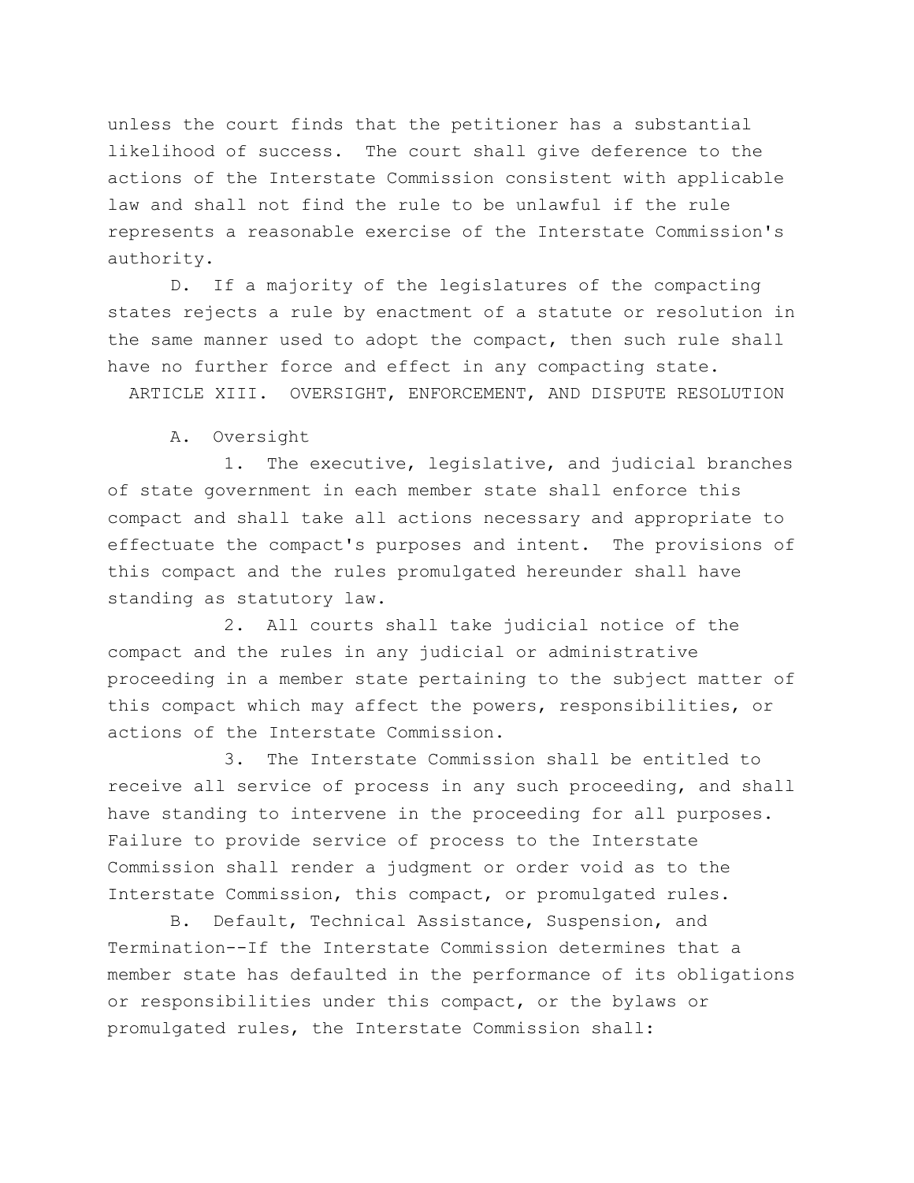unless the court finds that the petitioner has a substantial likelihood of success. The court shall give deference to the actions of the Interstate Commission consistent with applicable law and shall not find the rule to be unlawful if the rule represents a reasonable exercise of the Interstate Commission's authority.

D. If a majority of the legislatures of the compacting states rejects a rule by enactment of a statute or resolution in the same manner used to adopt the compact, then such rule shall have no further force and effect in any compacting state.

## ARTICLE XIII. OVERSIGHT, ENFORCEMENT, AND DISPUTE RESOLUTION

A. Oversight

1. The executive, legislative, and judicial branches of state government in each member state shall enforce this compact and shall take all actions necessary and appropriate to effectuate the compact's purposes and intent. The provisions of this compact and the rules promulgated hereunder shall have standing as statutory law.

2. All courts shall take judicial notice of the compact and the rules in any judicial or administrative proceeding in a member state pertaining to the subject matter of this compact which may affect the powers, responsibilities, or actions of the Interstate Commission.

3. The Interstate Commission shall be entitled to receive all service of process in any such proceeding, and shall have standing to intervene in the proceeding for all purposes. Failure to provide service of process to the Interstate Commission shall render a judgment or order void as to the Interstate Commission, this compact, or promulgated rules.

B. Default, Technical Assistance, Suspension, and Termination--If the Interstate Commission determines that a member state has defaulted in the performance of its obligations or responsibilities under this compact, or the bylaws or promulgated rules, the Interstate Commission shall: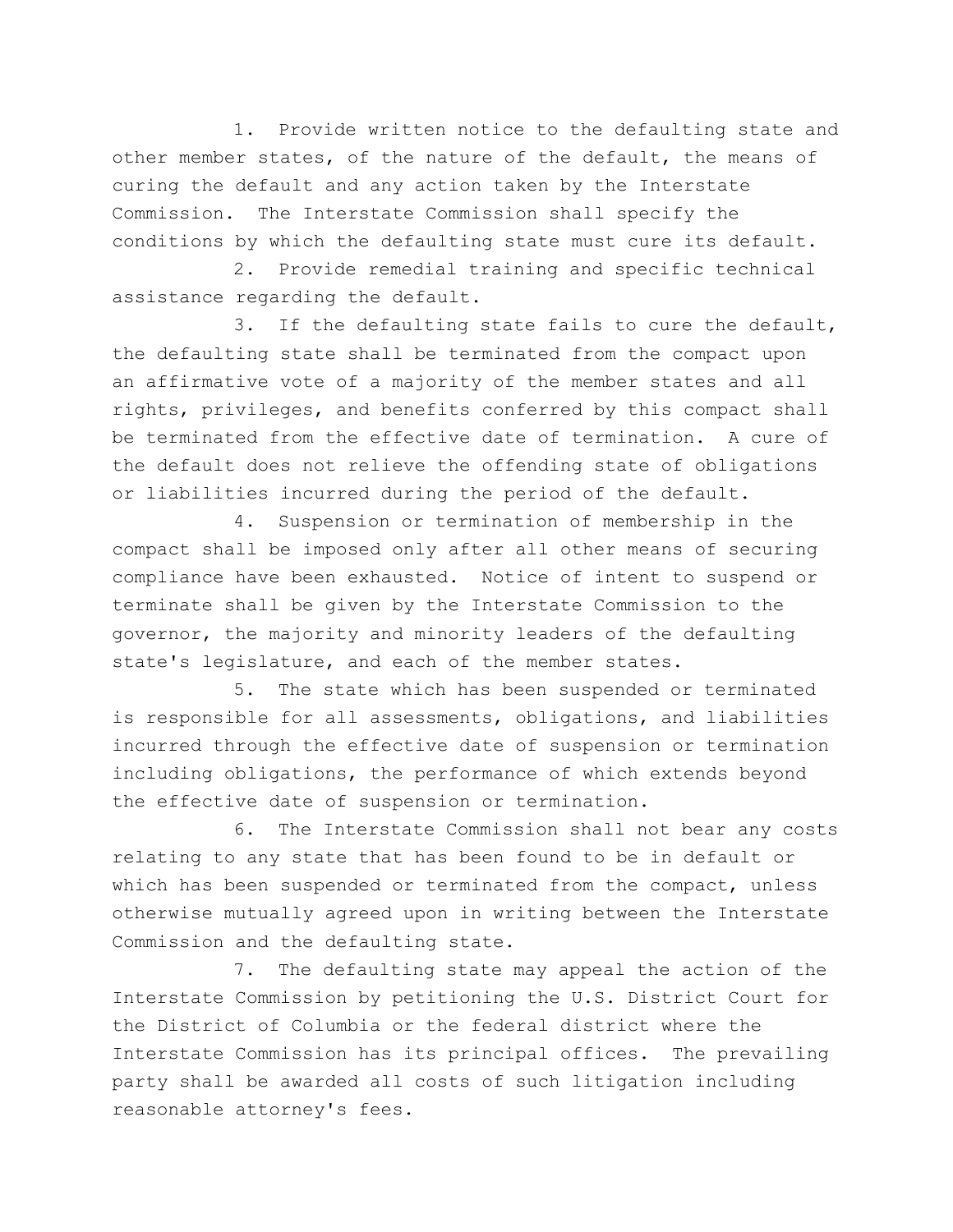1. Provide written notice to the defaulting state and other member states, of the nature of the default, the means of curing the default and any action taken by the Interstate Commission. The Interstate Commission shall specify the conditions by which the defaulting state must cure its default.

2. Provide remedial training and specific technical assistance regarding the default.

3. If the defaulting state fails to cure the default, the defaulting state shall be terminated from the compact upon an affirmative vote of a majority of the member states and all rights, privileges, and benefits conferred by this compact shall be terminated from the effective date of termination. A cure of the default does not relieve the offending state of obligations or liabilities incurred during the period of the default.

4. Suspension or termination of membership in the compact shall be imposed only after all other means of securing compliance have been exhausted. Notice of intent to suspend or terminate shall be given by the Interstate Commission to the governor, the majority and minority leaders of the defaulting state's legislature, and each of the member states.

5. The state which has been suspended or terminated is responsible for all assessments, obligations, and liabilities incurred through the effective date of suspension or termination including obligations, the performance of which extends beyond the effective date of suspension or termination.

6. The Interstate Commission shall not bear any costs relating to any state that has been found to be in default or which has been suspended or terminated from the compact, unless otherwise mutually agreed upon in writing between the Interstate Commission and the defaulting state.

7. The defaulting state may appeal the action of the Interstate Commission by petitioning the U.S. District Court for the District of Columbia or the federal district where the Interstate Commission has its principal offices. The prevailing party shall be awarded all costs of such litigation including reasonable attorney's fees.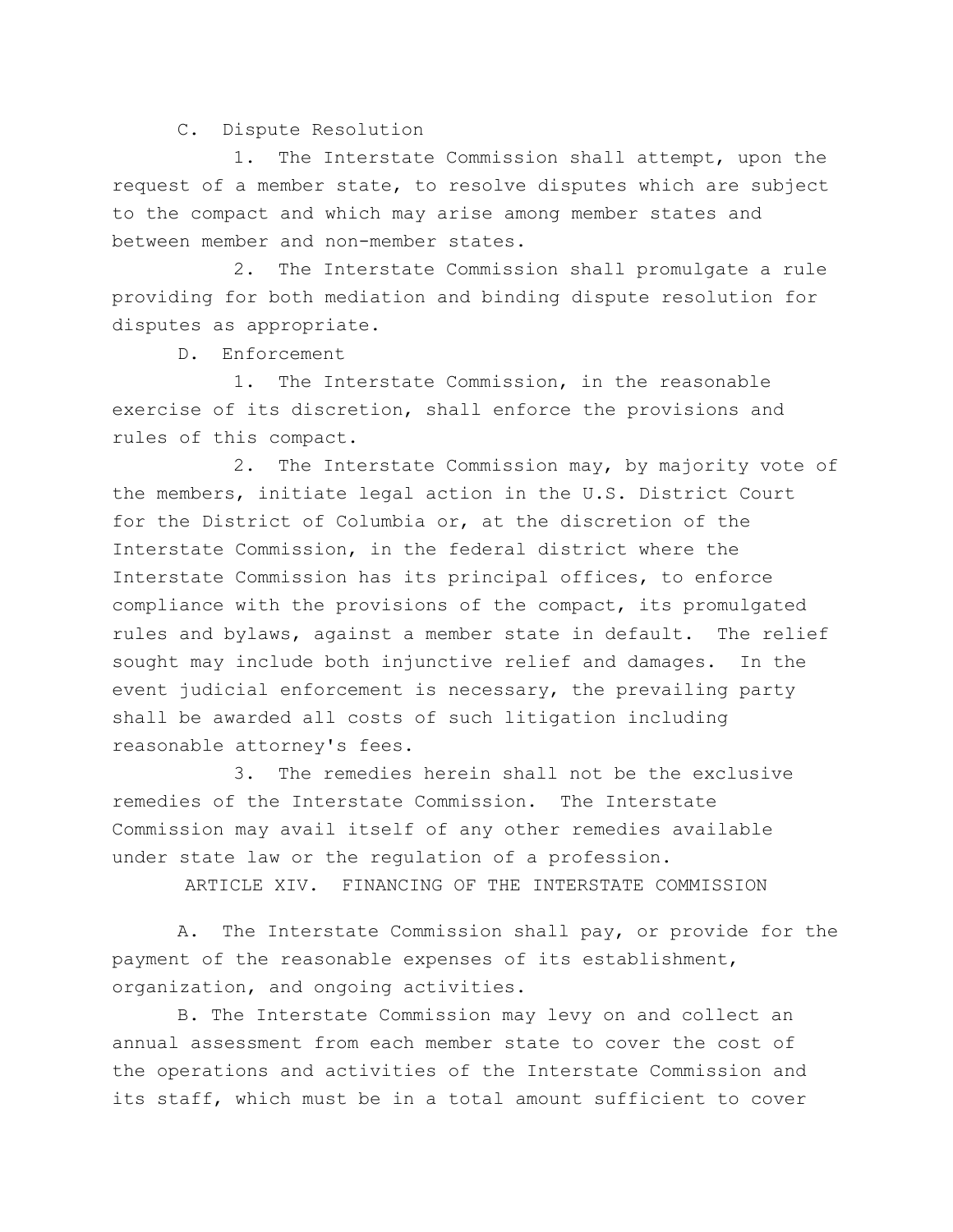C. Dispute Resolution

1. The Interstate Commission shall attempt, upon the request of a member state, to resolve disputes which are subject to the compact and which may arise among member states and between member and non-member states.

2. The Interstate Commission shall promulgate a rule providing for both mediation and binding dispute resolution for disputes as appropriate.

D. Enforcement

1. The Interstate Commission, in the reasonable exercise of its discretion, shall enforce the provisions and rules of this compact.

2. The Interstate Commission may, by majority vote of the members, initiate legal action in the U.S. District Court for the District of Columbia or, at the discretion of the Interstate Commission, in the federal district where the Interstate Commission has its principal offices, to enforce compliance with the provisions of the compact, its promulgated rules and bylaws, against a member state in default. The relief sought may include both injunctive relief and damages. In the event judicial enforcement is necessary, the prevailing party shall be awarded all costs of such litigation including reasonable attorney's fees.

3. The remedies herein shall not be the exclusive remedies of the Interstate Commission. The Interstate Commission may avail itself of any other remedies available under state law or the regulation of a profession.

## ARTICLE XIV. FINANCING OF THE INTERSTATE COMMISSION

A. The Interstate Commission shall pay, or provide for the payment of the reasonable expenses of its establishment, organization, and ongoing activities.

B. The Interstate Commission may levy on and collect an annual assessment from each member state to cover the cost of the operations and activities of the Interstate Commission and its staff, which must be in a total amount sufficient to cover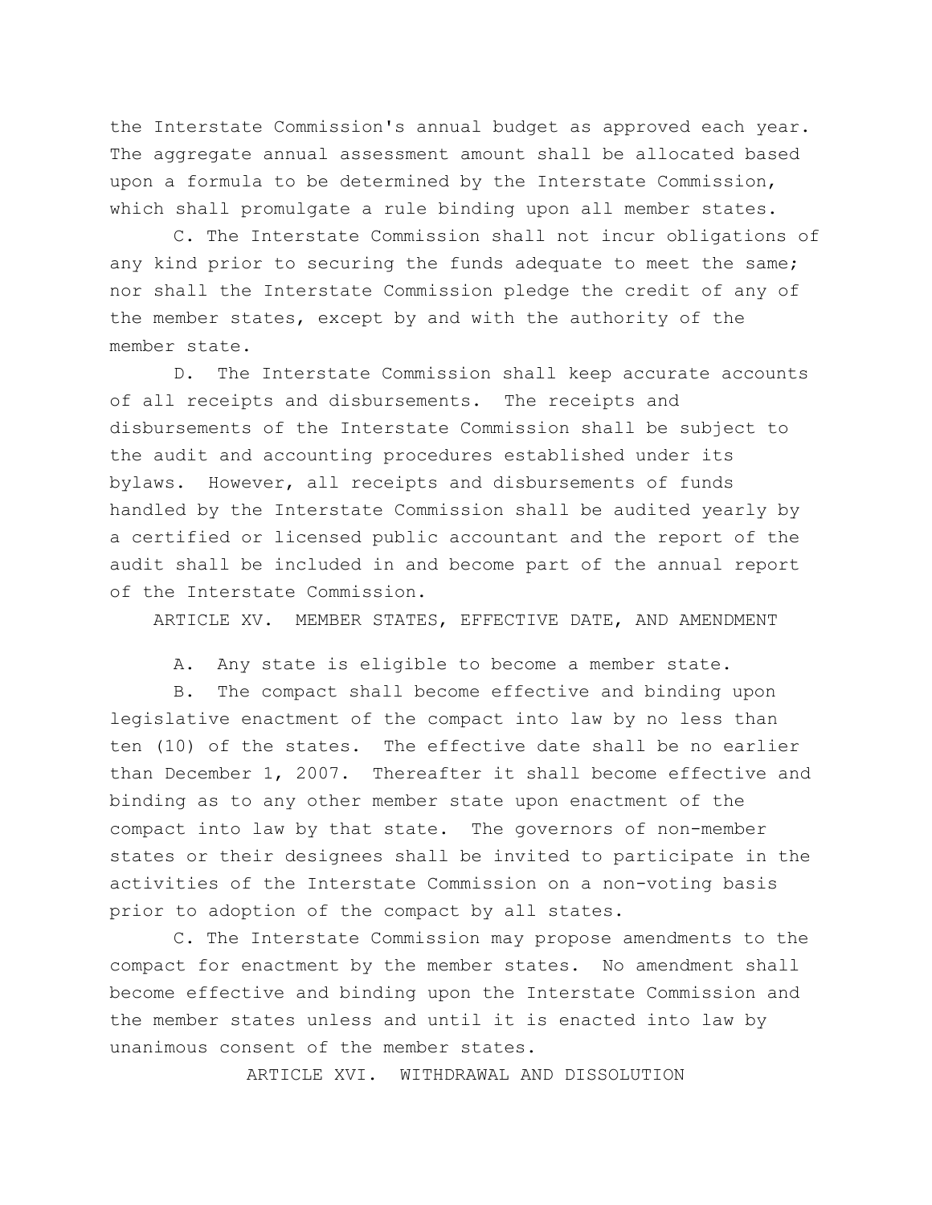the Interstate Commission's annual budget as approved each year. The aggregate annual assessment amount shall be allocated based upon a formula to be determined by the Interstate Commission, which shall promulgate a rule binding upon all member states.

C. The Interstate Commission shall not incur obligations of any kind prior to securing the funds adequate to meet the same; nor shall the Interstate Commission pledge the credit of any of the member states, except by and with the authority of the member state.

D. The Interstate Commission shall keep accurate accounts of all receipts and disbursements. The receipts and disbursements of the Interstate Commission shall be subject to the audit and accounting procedures established under its bylaws. However, all receipts and disbursements of funds handled by the Interstate Commission shall be audited yearly by a certified or licensed public accountant and the report of the audit shall be included in and become part of the annual report of the Interstate Commission.

ARTICLE XV. MEMBER STATES, EFFECTIVE DATE, AND AMENDMENT

A. Any state is eligible to become a member state.

B. The compact shall become effective and binding upon legislative enactment of the compact into law by no less than ten (10) of the states. The effective date shall be no earlier than December 1, 2007. Thereafter it shall become effective and binding as to any other member state upon enactment of the compact into law by that state. The governors of non-member states or their designees shall be invited to participate in the activities of the Interstate Commission on a non-voting basis prior to adoption of the compact by all states.

C. The Interstate Commission may propose amendments to the compact for enactment by the member states. No amendment shall become effective and binding upon the Interstate Commission and the member states unless and until it is enacted into law by unanimous consent of the member states.

ARTICLE XVI. WITHDRAWAL AND DISSOLUTION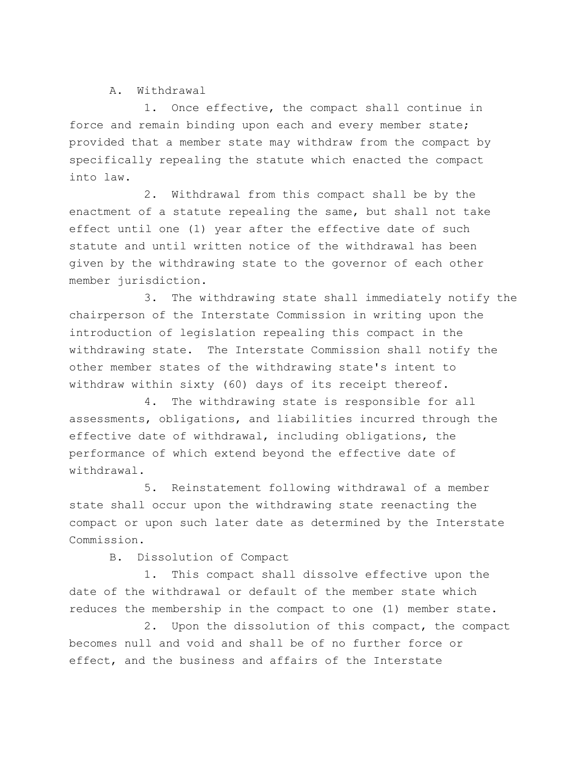A. Withdrawal

1. Once effective, the compact shall continue in force and remain binding upon each and every member state; provided that a member state may withdraw from the compact by specifically repealing the statute which enacted the compact into law.

2. Withdrawal from this compact shall be by the enactment of a statute repealing the same, but shall not take effect until one (1) year after the effective date of such statute and until written notice of the withdrawal has been given by the withdrawing state to the governor of each other member jurisdiction.

3. The withdrawing state shall immediately notify the chairperson of the Interstate Commission in writing upon the introduction of legislation repealing this compact in the withdrawing state. The Interstate Commission shall notify the other member states of the withdrawing state's intent to withdraw within sixty (60) days of its receipt thereof.

4. The withdrawing state is responsible for all assessments, obligations, and liabilities incurred through the effective date of withdrawal, including obligations, the performance of which extend beyond the effective date of withdrawal.

5. Reinstatement following withdrawal of a member state shall occur upon the withdrawing state reenacting the compact or upon such later date as determined by the Interstate Commission.

B. Dissolution of Compact

1. This compact shall dissolve effective upon the date of the withdrawal or default of the member state which reduces the membership in the compact to one (1) member state.

2. Upon the dissolution of this compact, the compact becomes null and void and shall be of no further force or effect, and the business and affairs of the Interstate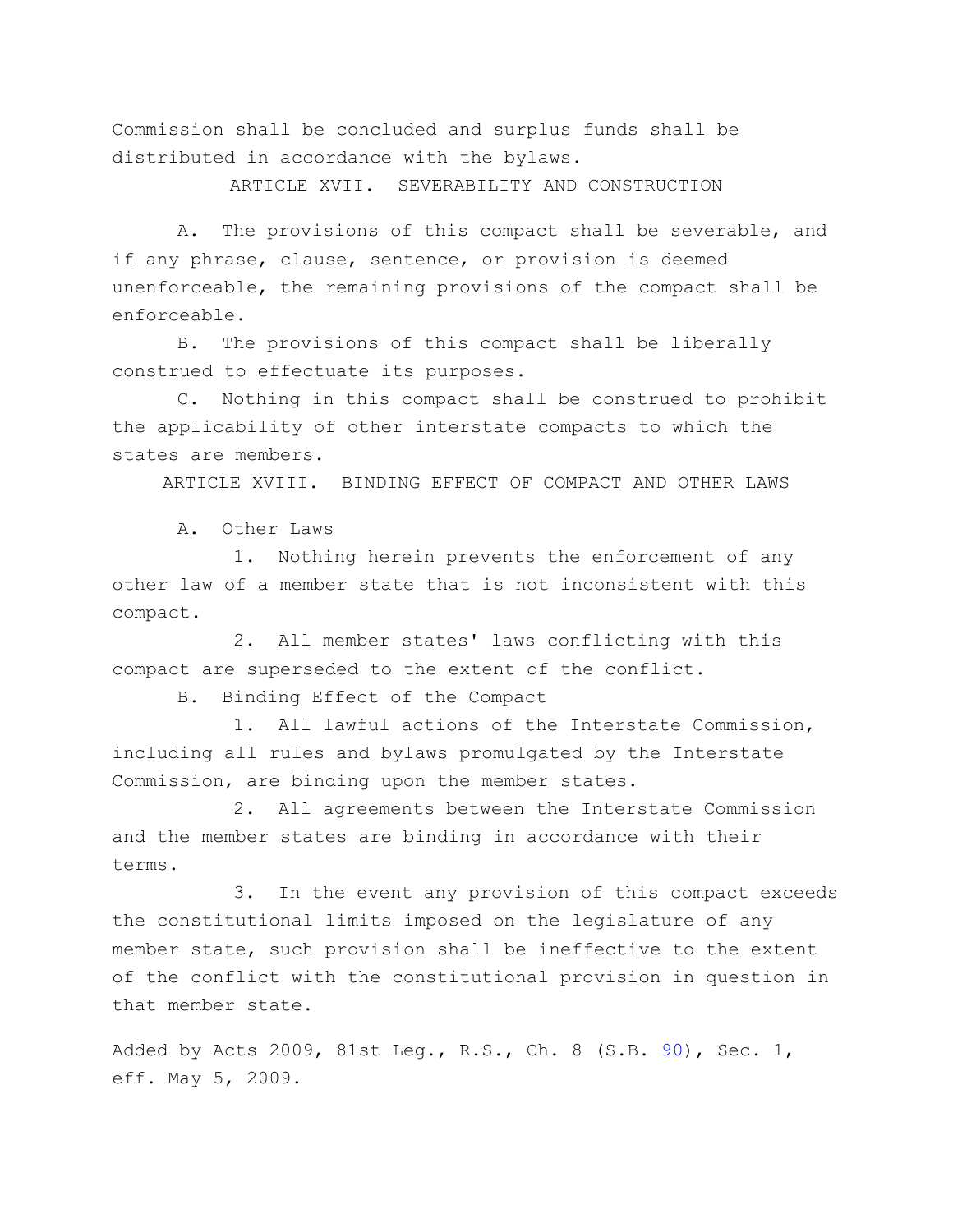Commission shall be concluded and surplus funds shall be distributed in accordance with the bylaws.

### ARTICLE XVII. SEVERABILITY AND CONSTRUCTION

A. The provisions of this compact shall be severable, and if any phrase, clause, sentence, or provision is deemed unenforceable, the remaining provisions of the compact shall be enforceable.

B. The provisions of this compact shall be liberally construed to effectuate its purposes.

C. Nothing in this compact shall be construed to prohibit the applicability of other interstate compacts to which the states are members.

### ARTICLE XVIII. BINDING EFFECT OF COMPACT AND OTHER LAWS

A. Other Laws

1. Nothing herein prevents the enforcement of any other law of a member state that is not inconsistent with this compact.

2. All member states' laws conflicting with this compact are superseded to the extent of the conflict.

B. Binding Effect of the Compact

1. All lawful actions of the Interstate Commission, including all rules and bylaws promulgated by the Interstate Commission, are binding upon the member states.

2. All agreements between the Interstate Commission and the member states are binding in accordance with their terms.

3. In the event any provision of this compact exceeds the constitutional limits imposed on the legislature of any member state, such provision shall be ineffective to the extent of the conflict with the constitutional provision in question in that member state.

Added by Acts 2009, 81st Leg., R.S., Ch. 8 (S.B. 90), Sec. 1, eff. May 5, 2009.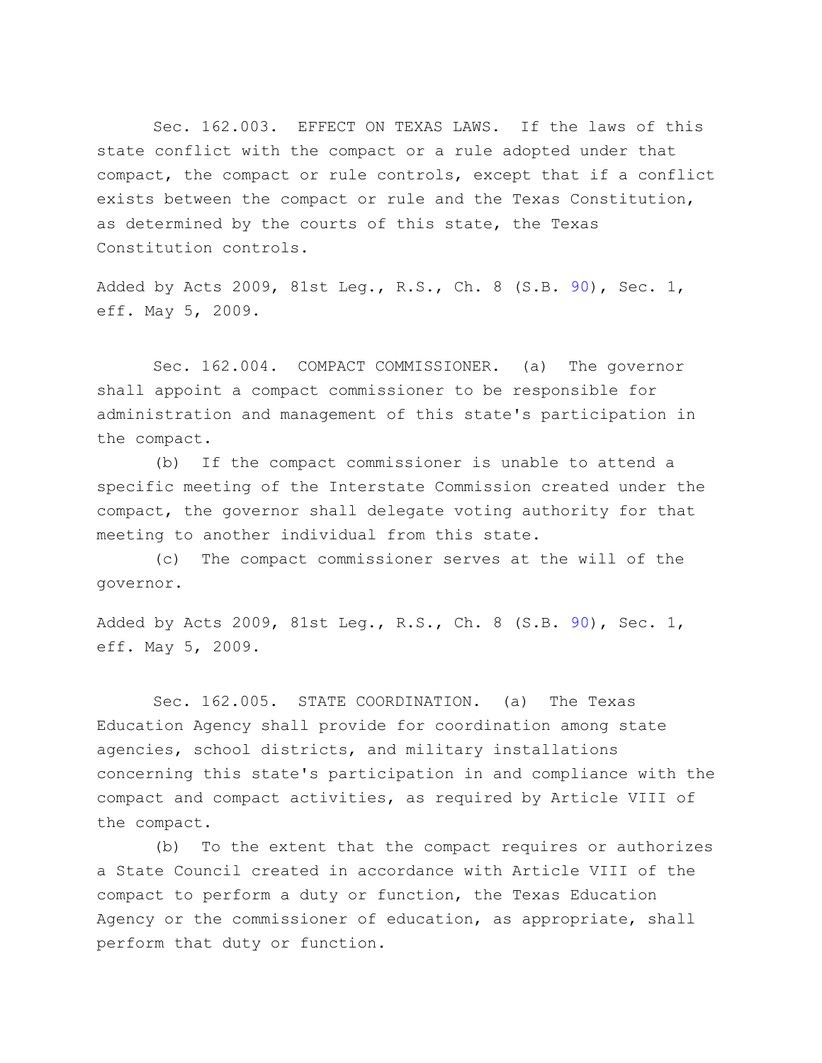Sec. 162.003. EFFECT ON TEXAS LAWS. If the laws of this state conflict with the compact or a rule adopted under that compact, the compact or rule controls, except that if a conflict exists between the compact or rule and the Texas Constitution, as determined by the courts of this state, the Texas Constitution controls.

Added by Acts 2009, 81st Leg., R.S., Ch. 8 (S.B. 90), Sec. 1, eff. May 5, 2009.

Sec. 162.004. COMPACT COMMISSIONER. (a) The governor shall appoint a compact commissioner to be responsible for administration and management of this state's participation in the compact.

(b) If the compact commissioner is unable to attend a specific meeting of the Interstate Commission created under the compact, the governor shall delegate voting authority for that meeting to another individual from this state.

(c) The compact commissioner serves at the will of the governor.

Added by Acts 2009, 81st Leg., R.S., Ch. 8 (S.B. 90), Sec. 1, eff. May 5, 2009.

Sec. 162.005. STATE COORDINATION. (a) The Texas Education Agency shall provide for coordination among state agencies, school districts, and military installations concerning this state's participation in and compliance with the compact and compact activities, as required by Article VIII of the compact.

(b) To the extent that the compact requires or authorizes a State Council created in accordance with Article VIII of the compact to perform a duty or function, the Texas Education Agency or the commissioner of education, as appropriate, shall perform that duty or function.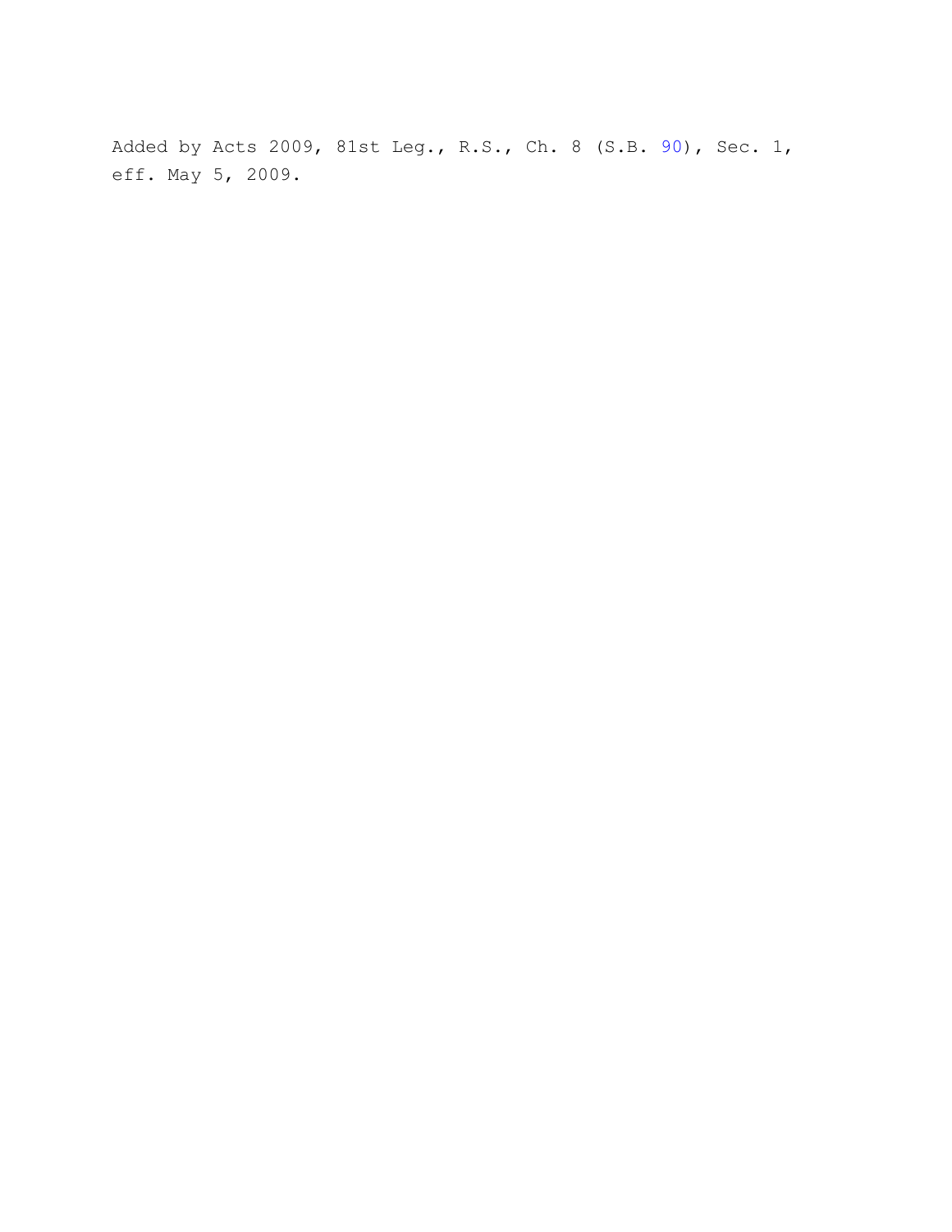Added by Acts 2009, 81st Leg., R.S., Ch. 8 (S.B. 90), Sec. 1, eff. May 5, 2009.